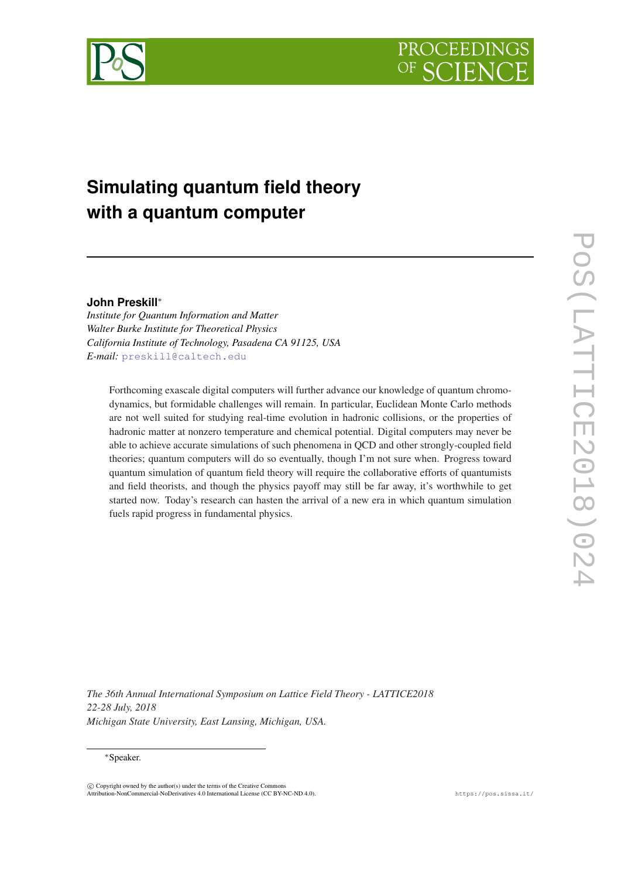# Simulating quantum field theory with a quantum computer

**John Preskill***

*Institute for Quantum Information and Matter*
*Walter Burke Institute for Theoretical Physics*
*California Institute of Technology, Pasadena CA 91125, USA*
*E-mail:* preskill@caltech.edu

Forthcoming exascale digital computers will further advance our knowledge of quantum chromodynamics, but formidable challenges will remain. In particular, Euclidean Monte Carlo methods are not well suited for studying real-time evolution in hadronic collisions, or the properties of hadronic matter at nonzero temperature and chemical potential. Digital computers may never be able to achieve accurate simulations of such phenomena in QCD and other strongly-coupled field theories; quantum computers will do so eventually, though I'm not sure when. Progress toward quantum simulation of quantum field theory will require the collaborative efforts of quantumists and field theorists, and though the physics payoff may still be far away, it's worthwhile to get started now. Today's research can hasten the arrival of a new era in which quantum simulation fuels rapid progress in fundamental physics.

*The 36th Annual International Symposium on Lattice Field Theory - LATTICE2018*
*22-28 July, 2018*
*Michigan State University, East Lansing, Michigan, USA.*

*Speaker.

© Copyright owned by the author(s) under the terms of the Creative Commons Attribution-NonCommercial-NoDerivatives 4.0 International License (CC BY-NC-ND 4.0).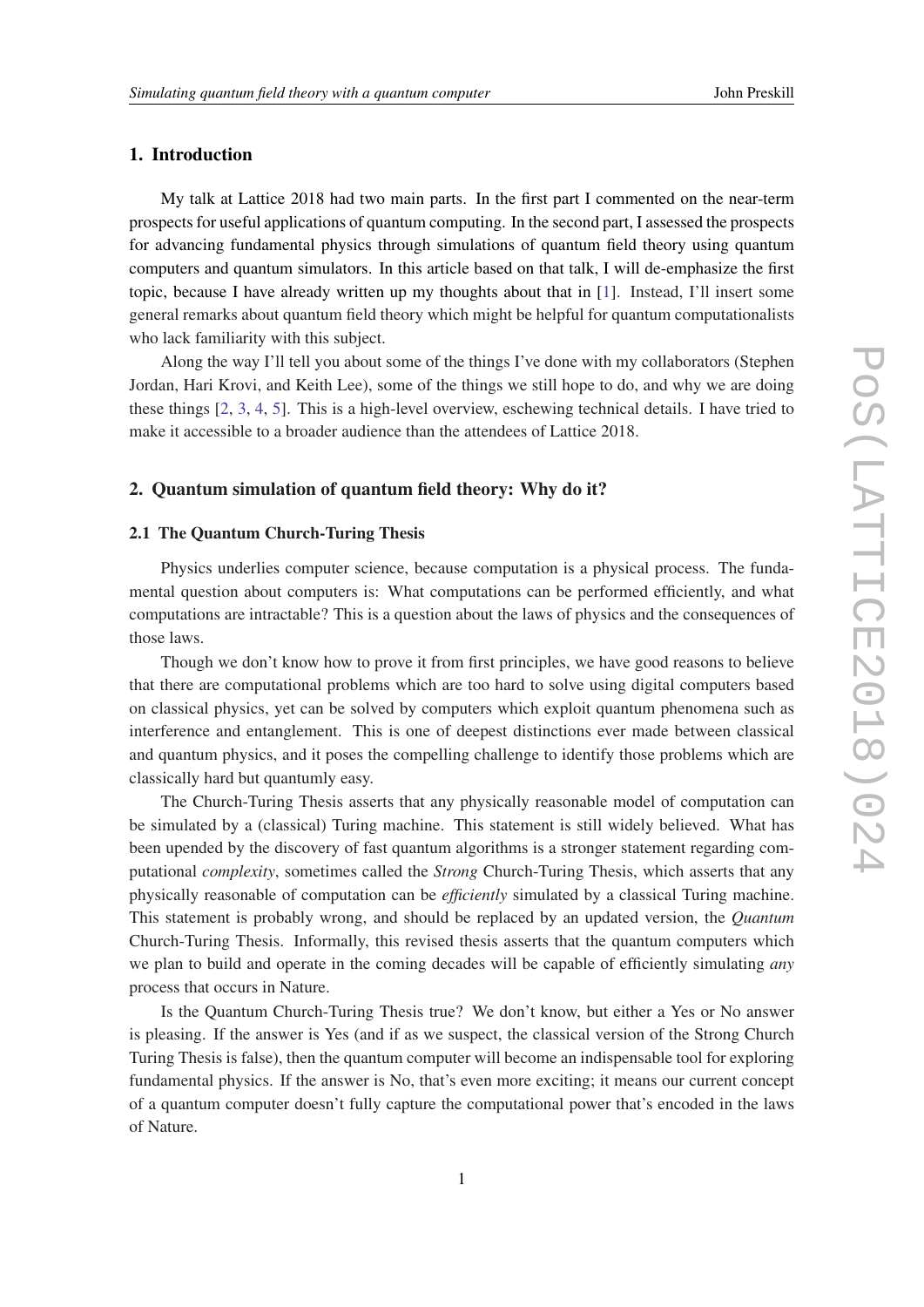## 1. Introduction

My talk at Lattice 2018 had two main parts. In the first part I commented on the near-term prospects for useful applications of quantum computing. In the second part, I assessed the prospects for advancing fundamental physics through simulations of quantum field theory using quantum computers and quantum simulators. In this article based on that talk, I will de-emphasize the first topic, because I have already written up my thoughts about that in [1]. Instead, I'll insert some general remarks about quantum field theory which might be helpful for quantum computationalists who lack familiarity with this subject.

Along the way I'll tell you about some of the things I've done with my collaborators (Stephen Jordan, Hari Krovi, and Keith Lee), some of the things we still hope to do, and why we are doing these things [2, 3, 4, 5]. This is a high-level overview, eschewing technical details. I have tried to make it accessible to a broader audience than the attendees of Lattice 2018.

## 2. Quantum simulation of quantum field theory: Why do it?

### 2.1 The Quantum Church-Turing Thesis

Physics underlies computer science, because computation is a physical process. The fundamental question about computers is: What computations can be performed efficiently, and what computations are intractable? This is a question about the laws of physics and the consequences of those laws.

Though we don't know how to prove it from first principles, we have good reasons to believe that there are computational problems which are too hard to solve using digital computers based on classical physics, yet can be solved by computers which exploit quantum phenomena such as interference and entanglement. This is one of deepest distinctions ever made between classical and quantum physics, and it poses the compelling challenge to identify those problems which are classically hard but quantumly easy.

The Church-Turing Thesis asserts that any physically reasonable model of computation can be simulated by a (classical) Turing machine. This statement is still widely believed. What has been upended by the discovery of fast quantum algorithms is a stronger statement regarding computational *complexity*, sometimes called the *Strong* Church-Turing Thesis, which asserts that any physically reasonable of computation can be *efficiently* simulated by a classical Turing machine. This statement is probably wrong, and should be replaced by an updated version, the *Quantum* Church-Turing Thesis. Informally, this revised thesis asserts that the quantum computers which we plan to build and operate in the coming decades will be capable of efficiently simulating *any* process that occurs in Nature.

Is the Quantum Church-Turing Thesis true? We don't know, but either a Yes or No answer is pleasing. If the answer is Yes (and if as we suspect, the classical version of the Strong Church Turing Thesis is false), then the quantum computer will become an indispensable tool for exploring fundamental physics. If the answer is No, that's even more exciting; it means our current concept of a quantum computer doesn't fully capture the computational power that's encoded in the laws of Nature.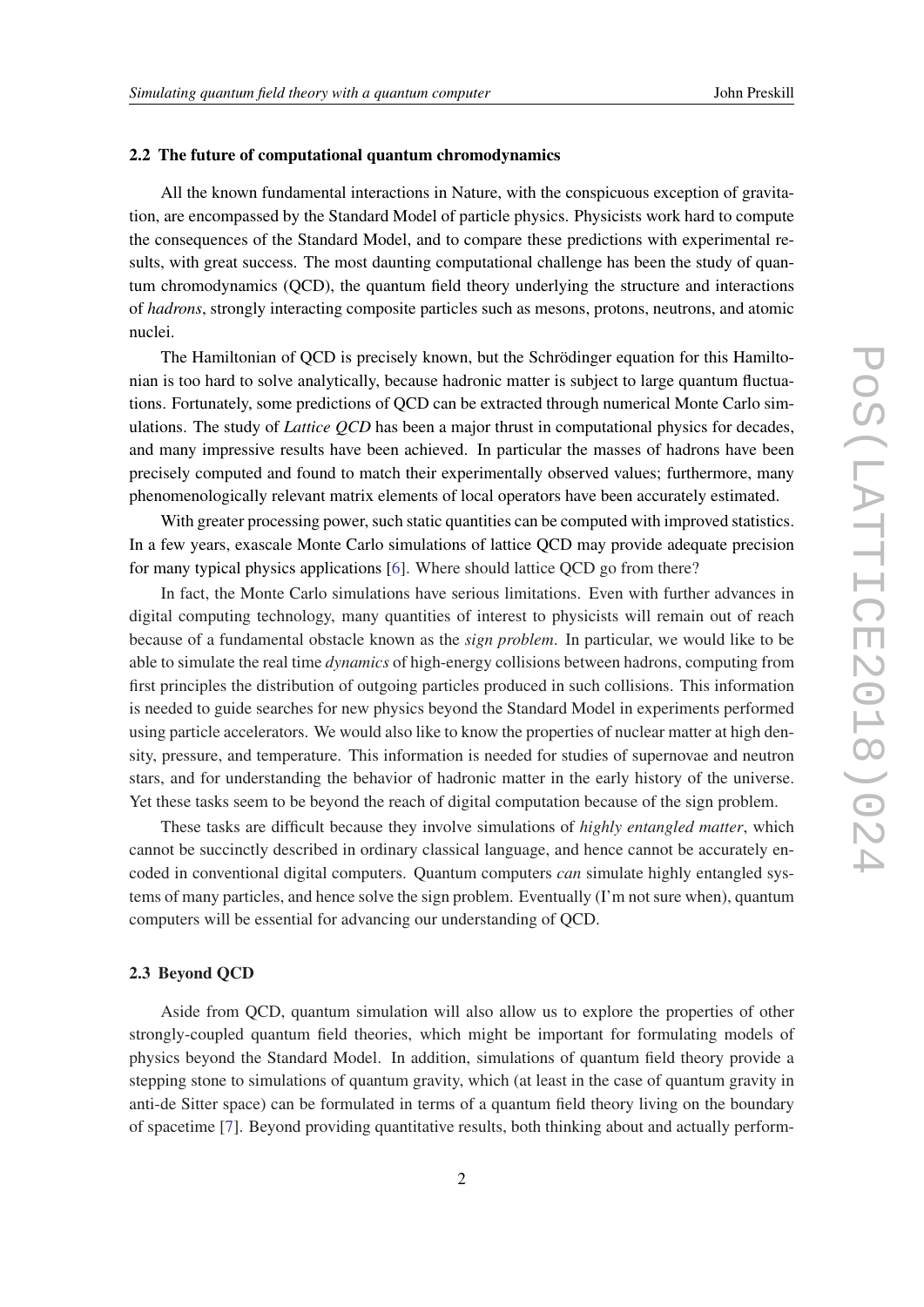### 2.2 The future of computational quantum chromodynamics

All the known fundamental interactions in Nature, with the conspicuous exception of gravitation, are encompassed by the Standard Model of particle physics. Physicists work hard to compute the consequences of the Standard Model, and to compare these predictions with experimental results, with great success. The most daunting computational challenge has been the study of quantum chromodynamics (QCD), the quantum field theory underlying the structure and interactions of *hadrons*, strongly interacting composite particles such as mesons, protons, neutrons, and atomic nuclei.

The Hamiltonian of QCD is precisely known, but the Schrödinger equation for this Hamiltonian is too hard to solve analytically, because hadronic matter is subject to large quantum fluctuations. Fortunately, some predictions of QCD can be extracted through numerical Monte Carlo simulations. The study of *Lattice QCD* has been a major thrust in computational physics for decades, and many impressive results have been achieved. In particular the masses of hadrons have been precisely computed and found to match their experimentally observed values; furthermore, many phenomenologically relevant matrix elements of local operators have been accurately estimated.

With greater processing power, such static quantities can be computed with improved statistics. In a few years, exascale Monte Carlo simulations of lattice QCD may provide adequate precision for many typical physics applications [6]. Where should lattice QCD go from there?

In fact, the Monte Carlo simulations have serious limitations. Even with further advances in digital computing technology, many quantities of interest to physicists will remain out of reach because of a fundamental obstacle known as the *sign problem*. In particular, we would like to be able to simulate the real time *dynamics* of high-energy collisions between hadrons, computing from first principles the distribution of outgoing particles produced in such collisions. This information is needed to guide searches for new physics beyond the Standard Model in experiments performed using particle accelerators. We would also like to know the properties of nuclear matter at high density, pressure, and temperature. This information is needed for studies of supernovae and neutron stars, and for understanding the behavior of hadronic matter in the early history of the universe. Yet these tasks seem to be beyond the reach of digital computation because of the sign problem.

These tasks are difficult because they involve simulations of *highly entangled matter*, which cannot be succinctly described in ordinary classical language, and hence cannot be accurately encoded in conventional digital computers. Quantum computers *can* simulate highly entangled systems of many particles, and hence solve the sign problem. Eventually (I'm not sure when), quantum computers will be essential for advancing our understanding of QCD.

### 2.3 Beyond QCD

Aside from QCD, quantum simulation will also allow us to explore the properties of other strongly-coupled quantum field theories, which might be important for formulating models of physics beyond the Standard Model. In addition, simulations of quantum field theory provide a stepping stone to simulations of quantum gravity, which (at least in the case of quantum gravity in anti-de Sitter space) can be formulated in terms of a quantum field theory living on the boundary of spacetime [7]. Beyond providing quantitative results, both thinking about and actually perform-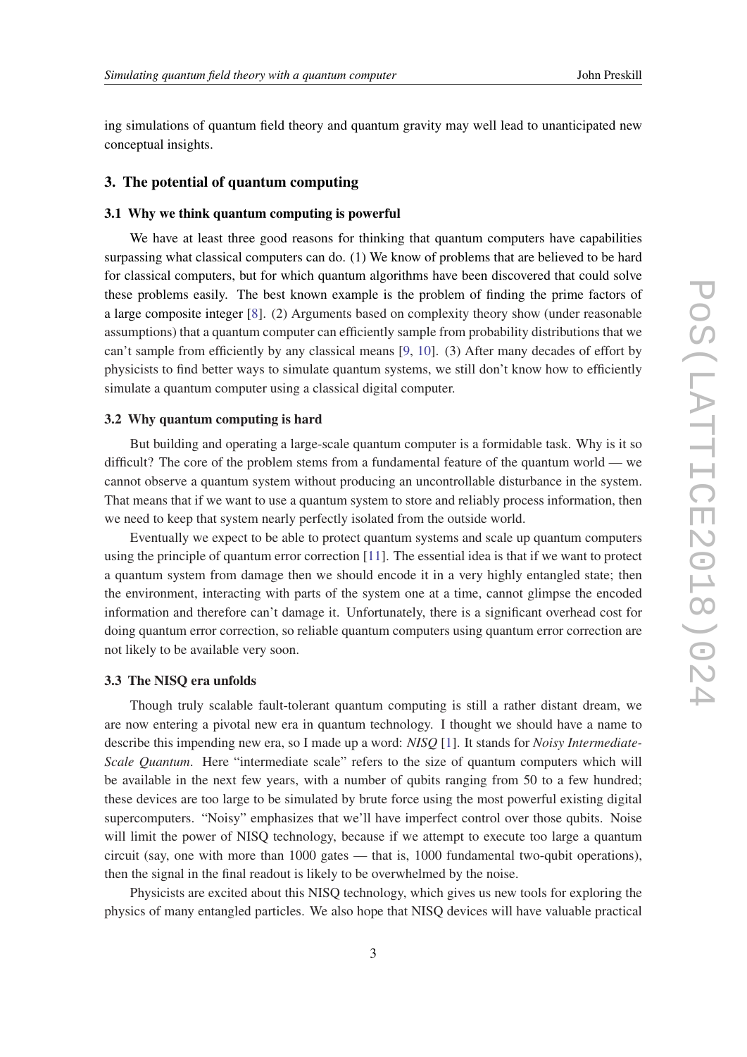ing simulations of quantum field theory and quantum gravity may well lead to unanticipated new conceptual insights.

## 3. The potential of quantum computing

### 3.1 Why we think quantum computing is powerful

We have at least three good reasons for thinking that quantum computers have capabilities surpassing what classical computers can do. (1) We know of problems that are believed to be hard for classical computers, but for which quantum algorithms have been discovered that could solve these problems easily. The best known example is the problem of finding the prime factors of a large composite integer [8]. (2) Arguments based on complexity theory show (under reasonable assumptions) that a quantum computer can efficiently sample from probability distributions that we can't sample from efficiently by any classical means [9, 10]. (3) After many decades of effort by physicists to find better ways to simulate quantum systems, we still don't know how to efficiently simulate a quantum computer using a classical digital computer.

### 3.2 Why quantum computing is hard

But building and operating a large-scale quantum computer is a formidable task. Why is it so difficult? The core of the problem stems from a fundamental feature of the quantum world — we cannot observe a quantum system without producing an uncontrollable disturbance in the system. That means that if we want to use a quantum system to store and reliably process information, then we need to keep that system nearly perfectly isolated from the outside world.

Eventually we expect to be able to protect quantum systems and scale up quantum computers using the principle of quantum error correction [11]. The essential idea is that if we want to protect a quantum system from damage then we should encode it in a very highly entangled state; then the environment, interacting with parts of the system one at a time, cannot glimpse the encoded information and therefore can't damage it. Unfortunately, there is a significant overhead cost for doing quantum error correction, so reliable quantum computers using quantum error correction are not likely to be available very soon.

### 3.3 The NISQ era unfolds

Though truly scalable fault-tolerant quantum computing is still a rather distant dream, we are now entering a pivotal new era in quantum technology. I thought we should have a name to describe this impending new era, so I made up a word: *NISQ* [1]. It stands for *Noisy Intermediate-Scale Quantum*. Here "intermediate scale" refers to the size of quantum computers which will be available in the next few years, with a number of qubits ranging from 50 to a few hundred; these devices are too large to be simulated by brute force using the most powerful existing digital supercomputers. "Noisy" emphasizes that we'll have imperfect control over those qubits. Noise will limit the power of NISQ technology, because if we attempt to execute too large a quantum circuit (say, one with more than 1000 gates — that is, 1000 fundamental two-qubit operations), then the signal in the final readout is likely to be overwhelmed by the noise.

Physicists are excited about this NISQ technology, which gives us new tools for exploring the physics of many entangled particles. We also hope that NISQ devices will have valuable practical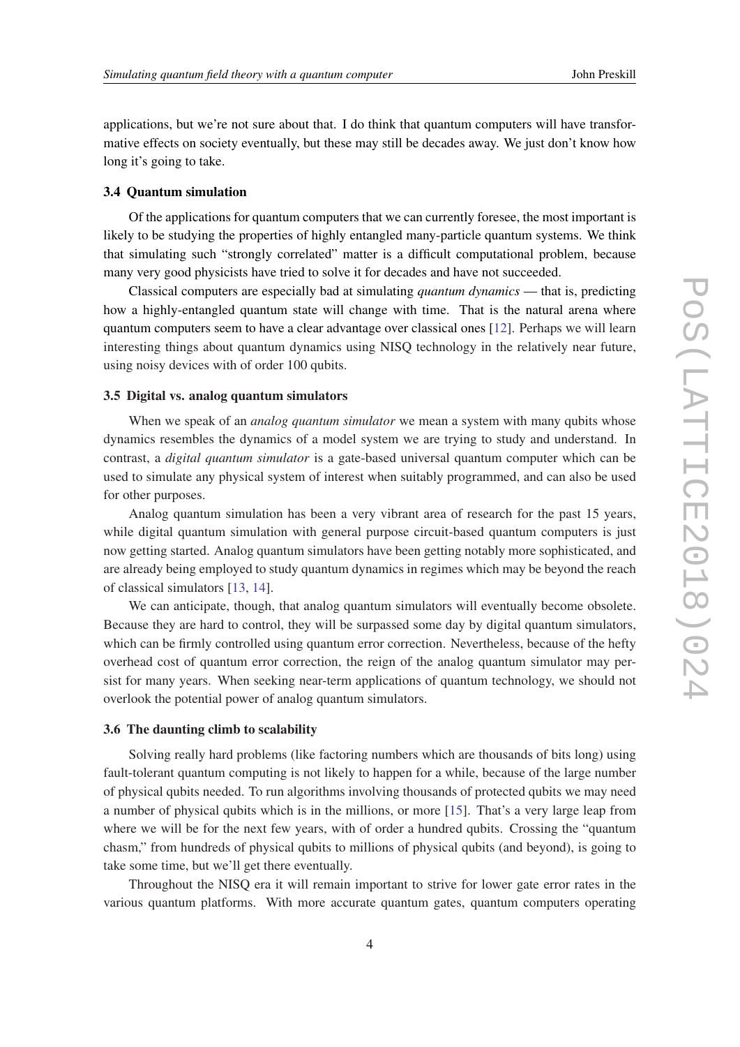applications, but we're not sure about that. I do think that quantum computers will have transformative effects on society eventually, but these may still be decades away. We just don't know how long it's going to take.

### 3.4 Quantum simulation

Of the applications for quantum computers that we can currently foresee, the most important is likely to be studying the properties of highly entangled many-particle quantum systems. We think that simulating such "strongly correlated" matter is a difficult computational problem, because many very good physicists have tried to solve it for decades and have not succeeded.

Classical computers are especially bad at simulating *quantum dynamics* — that is, predicting how a highly-entangled quantum state will change with time. That is the natural arena where quantum computers seem to have a clear advantage over classical ones [12]. Perhaps we will learn interesting things about quantum dynamics using NISQ technology in the relatively near future, using noisy devices with of order 100 qubits.

### 3.5 Digital vs. analog quantum simulators

When we speak of an *analog quantum simulator* we mean a system with many qubits whose dynamics resembles the dynamics of a model system we are trying to study and understand. In contrast, a *digital quantum simulator* is a gate-based universal quantum computer which can be used to simulate any physical system of interest when suitably programmed, and can also be used for other purposes.

Analog quantum simulation has been a very vibrant area of research for the past 15 years, while digital quantum simulation with general purpose circuit-based quantum computers is just now getting started. Analog quantum simulators have been getting notably more sophisticated, and are already being employed to study quantum dynamics in regimes which may be beyond the reach of classical simulators [13, 14].

We can anticipate, though, that analog quantum simulators will eventually become obsolete. Because they are hard to control, they will be surpassed some day by digital quantum simulators, which can be firmly controlled using quantum error correction. Nevertheless, because of the hefty overhead cost of quantum error correction, the reign of the analog quantum simulator may persist for many years. When seeking near-term applications of quantum technology, we should not overlook the potential power of analog quantum simulators.

### 3.6 The daunting climb to scalability

Solving really hard problems (like factoring numbers which are thousands of bits long) using fault-tolerant quantum computing is not likely to happen for a while, because of the large number of physical qubits needed. To run algorithms involving thousands of protected qubits we may need a number of physical qubits which is in the millions, or more [15]. That's a very large leap from where we will be for the next few years, with of order a hundred qubits. Crossing the "quantum chasm," from hundreds of physical qubits to millions of physical qubits (and beyond), is going to take some time, but we'll get there eventually.

Throughout the NISQ era it will remain important to strive for lower gate error rates in the various quantum platforms. With more accurate quantum gates, quantum computers operating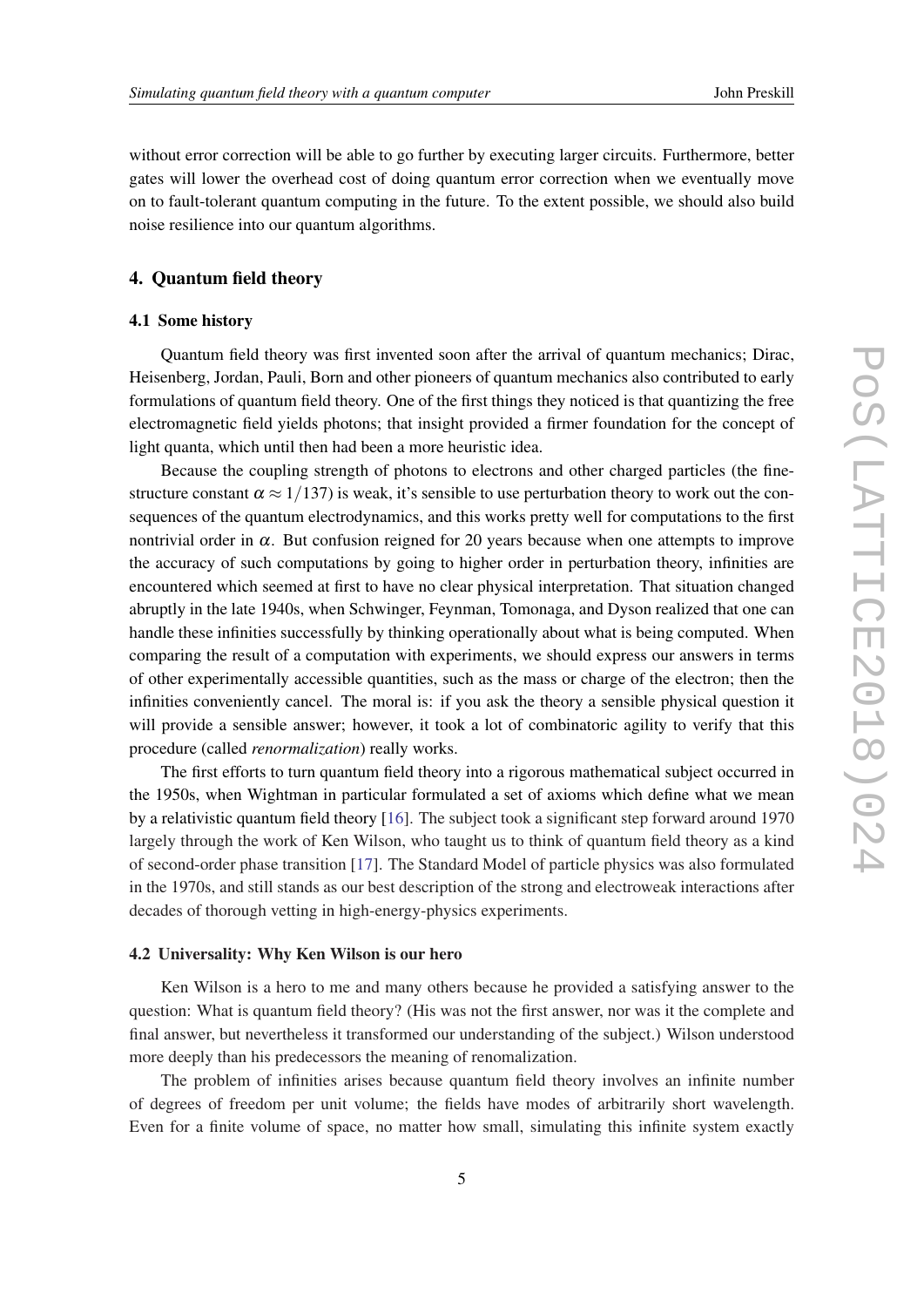without error correction will be able to go further by executing larger circuits. Furthermore, better gates will lower the overhead cost of doing quantum error correction when we eventually move on to fault-tolerant quantum computing in the future. To the extent possible, we should also build noise resilience into our quantum algorithms.

## 4. Quantum field theory

### 4.1 Some history

Quantum field theory was first invented soon after the arrival of quantum mechanics; Dirac, Heisenberg, Jordan, Pauli, Born and other pioneers of quantum mechanics also contributed to early formulations of quantum field theory. One of the first things they noticed is that quantizing the free electromagnetic field yields photons; that insight provided a firmer foundation for the concept of light quanta, which until then had been a more heuristic idea.

Because the coupling strength of photons to electrons and other charged particles (the fine-structure constant $\alpha \approx 1/137$) is weak, it's sensible to use perturbation theory to work out the consequences of the quantum electrodynamics, and this works pretty well for computations to the first nontrivial order in $\alpha$. But confusion reigned for 20 years because when one attempts to improve the accuracy of such computations by going to higher order in perturbation theory, infinities are encountered which seemed at first to have no clear physical interpretation. That situation changed abruptly in the late 1940s, when Schwinger, Feynman, Tomonaga, and Dyson realized that one can handle these infinities successfully by thinking operationally about what is being computed. When comparing the result of a computation with experiments, we should express our answers in terms of other experimentally accessible quantities, such as the mass or charge of the electron; then the infinities conveniently cancel. The moral is: if you ask the theory a sensible physical question it will provide a sensible answer; however, it took a lot of combinatoric agility to verify that this procedure (called *renormalization*) really works.

The first efforts to turn quantum field theory into a rigorous mathematical subject occurred in the 1950s, when Wightman in particular formulated a set of axioms which define what we mean by a relativistic quantum field theory [16]. The subject took a significant step forward around 1970 largely through the work of Ken Wilson, who taught us to think of quantum field theory as a kind of second-order phase transition [17]. The Standard Model of particle physics was also formulated in the 1970s, and still stands as our best description of the strong and electroweak interactions after decades of thorough vetting in high-energy-physics experiments.

### 4.2 Universality: Why Ken Wilson is our hero

Ken Wilson is a hero to me and many others because he provided a satisfying answer to the question: What is quantum field theory? (His was not the first answer, nor was it the complete and final answer, but nevertheless it transformed our understanding of the subject.) Wilson understood more deeply than his predecessors the meaning of renomalization.

The problem of infinities arises because quantum field theory involves an infinite number of degrees of freedom per unit volume; the fields have modes of arbitrarily short wavelength. Even for a finite volume of space, no matter how small, simulating this infinite system exactly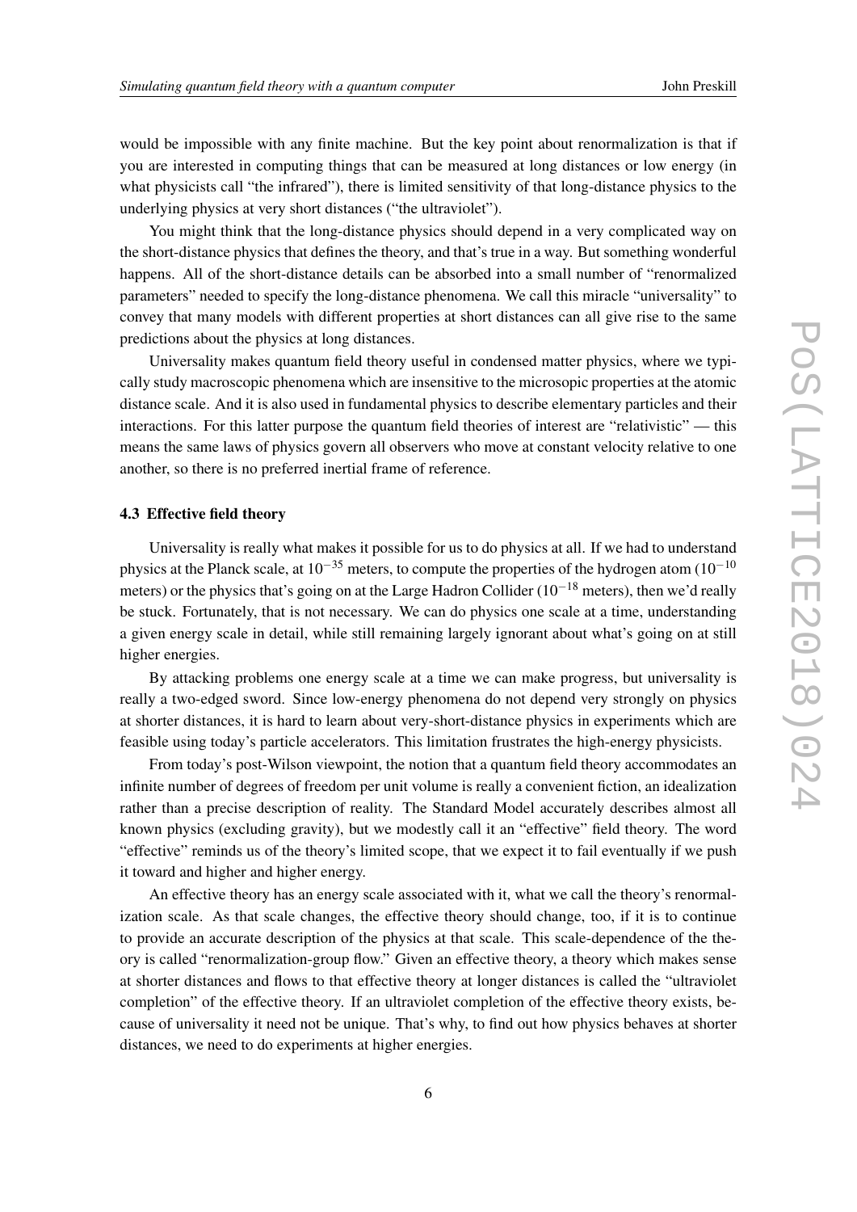would be impossible with any finite machine. But the key point about renormalization is that if you are interested in computing things that can be measured at long distances or low energy (in what physicists call "the infrared"), there is limited sensitivity of that long-distance physics to the underlying physics at very short distances ("the ultraviolet").

You might think that the long-distance physics should depend in a very complicated way on the short-distance physics that defines the theory, and that's true in a way. But something wonderful happens. All of the short-distance details can be absorbed into a small number of "renormalized parameters" needed to specify the long-distance phenomena. We call this miracle "universality" to convey that many models with different properties at short distances can all give rise to the same predictions about the physics at long distances.

Universality makes quantum field theory useful in condensed matter physics, where we typically study macroscopic phenomena which are insensitive to the microsopic properties at the atomic distance scale. And it is also used in fundamental physics to describe elementary particles and their interactions. For this latter purpose the quantum field theories of interest are "relativistic" — this means the same laws of physics govern all observers who move at constant velocity relative to one another, so there is no preferred inertial frame of reference.

### 4.3 Effective field theory

Universality is really what makes it possible for us to do physics at all. If we had to understand physics at the Planck scale, at $10^{-35}$ meters, to compute the properties of the hydrogen atom ($10^{-10}$ meters) or the physics that's going on at the Large Hadron Collider ($10^{-18}$ meters), then we'd really be stuck. Fortunately, that is not necessary. We can do physics one scale at a time, understanding a given energy scale in detail, while still remaining largely ignorant about what's going on at still higher energies.

By attacking problems one energy scale at a time we can make progress, but universality is really a two-edged sword. Since low-energy phenomena do not depend very strongly on physics at shorter distances, it is hard to learn about very-short-distance physics in experiments which are feasible using today's particle accelerators. This limitation frustrates the high-energy physicists.

From today's post-Wilson viewpoint, the notion that a quantum field theory accommodates an infinite number of degrees of freedom per unit volume is really a convenient fiction, an idealization rather than a precise description of reality. The Standard Model accurately describes almost all known physics (excluding gravity), but we modestly call it an "effective" field theory. The word "effective" reminds us of the theory's limited scope, that we expect it to fail eventually if we push it toward and higher and higher energy.

An effective theory has an energy scale associated with it, what we call the theory's renormalization scale. As that scale changes, the effective theory should change, too, if it is to continue to provide an accurate description of the physics at that scale. This scale-dependence of the theory is called "renormalization-group flow." Given an effective theory, a theory which makes sense at shorter distances and flows to that effective theory at longer distances is called the "ultraviolet completion" of the effective theory. If an ultraviolet completion of the effective theory exists, because of universality it need not be unique. That's why, to find out how physics behaves at shorter distances, we need to do experiments at higher energies.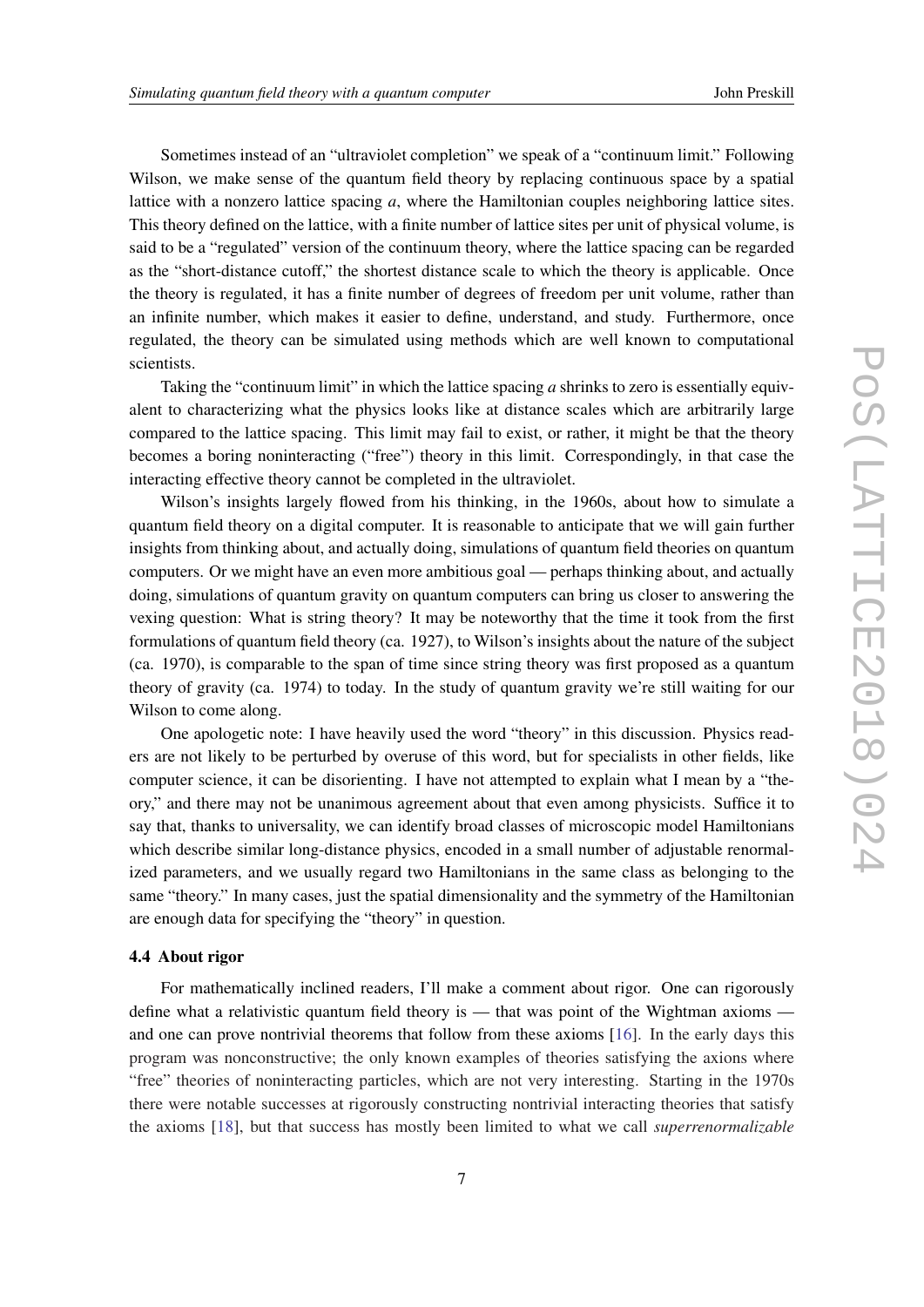Sometimes instead of an "ultraviolet completion" we speak of a "continuum limit." Following Wilson, we make sense of the quantum field theory by replacing continuous space by a spatial lattice with a nonzero lattice spacing $a$, where the Hamiltonian couples neighboring lattice sites. This theory defined on the lattice, with a finite number of lattice sites per unit of physical volume, is said to be a "regulated" version of the continuum theory, where the lattice spacing can be regarded as the "short-distance cutoff," the shortest distance scale to which the theory is applicable. Once the theory is regulated, it has a finite number of degrees of freedom per unit volume, rather than an infinite number, which makes it easier to define, understand, and study. Furthermore, once regulated, the theory can be simulated using methods which are well known to computational scientists.

Taking the "continuum limit" in which the lattice spacing $a$ shrinks to zero is essentially equivalent to characterizing what the physics looks like at distance scales which are arbitrarily large compared to the lattice spacing. This limit may fail to exist, or rather, it might be that the theory becomes a boring noninteracting ("free") theory in this limit. Correspondingly, in that case the interacting effective theory cannot be completed in the ultraviolet.

Wilson's insights largely flowed from his thinking, in the 1960s, about how to simulate a quantum field theory on a digital computer. It is reasonable to anticipate that we will gain further insights from thinking about, and actually doing, simulations of quantum field theories on quantum computers. Or we might have an even more ambitious goal — perhaps thinking about, and actually doing, simulations of quantum gravity on quantum computers can bring us closer to answering the vexing question: What is string theory? It may be noteworthy that the time it took from the first formulations of quantum field theory (ca. 1927), to Wilson's insights about the nature of the subject (ca. 1970), is comparable to the span of time since string theory was first proposed as a quantum theory of gravity (ca. 1974) to today. In the study of quantum gravity we're still waiting for our Wilson to come along.

One apologetic note: I have heavily used the word "theory" in this discussion. Physics readers are not likely to be perturbed by overuse of this word, but for specialists in other fields, like computer science, it can be disorienting. I have not attempted to explain what I mean by a "theory," and there may not be unanimous agreement about that even among physicists. Suffice it to say that, thanks to universality, we can identify broad classes of microscopic model Hamiltonians which describe similar long-distance physics, encoded in a small number of adjustable renormalized parameters, and we usually regard two Hamiltonians in the same class as belonging to the same "theory." In many cases, just the spatial dimensionality and the symmetry of the Hamiltonian are enough data for specifying the "theory" in question.

### 4.4 About rigor

For mathematically inclined readers, I'll make a comment about rigor. One can rigorously define what a relativistic quantum field theory is — that was point of the Wightman axioms — and one can prove nontrivial theorems that follow from these axioms [16]. In the early days this program was nonconstructive; the only known examples of theories satisfying the axions where "free" theories of noninteracting particles, which are not very interesting. Starting in the 1970s there were notable successes at rigorously constructing nontrivial interacting theories that satisfy the axioms [18], but that success has mostly been limited to what we call *superrenormalizable*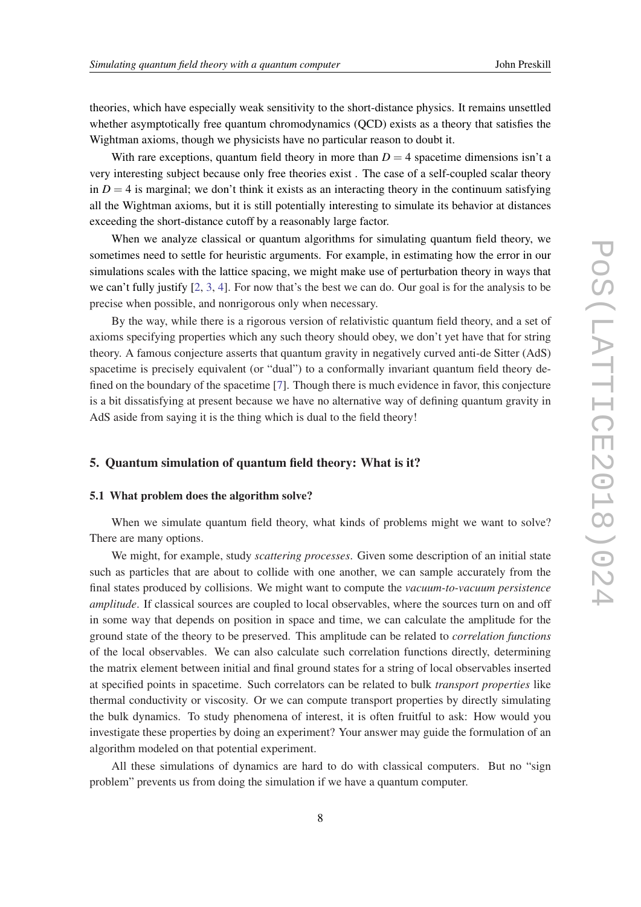theories, which have especially weak sensitivity to the short-distance physics. It remains unsettled whether asymptotically free quantum chromodynamics (QCD) exists as a theory that satisfies the Wightman axioms, though we physicists have no particular reason to doubt it.

With rare exceptions, quantum field theory in more than $D = 4$ spacetime dimensions isn't a very interesting subject because only free theories exist . The case of a self-coupled scalar theory in $D = 4$ is marginal; we don't think it exists as an interacting theory in the continuum satisfying all the Wightman axioms, but it is still potentially interesting to simulate its behavior at distances exceeding the short-distance cutoff by a reasonably large factor.

When we analyze classical or quantum algorithms for simulating quantum field theory, we sometimes need to settle for heuristic arguments. For example, in estimating how the error in our simulations scales with the lattice spacing, we might make use of perturbation theory in ways that we can't fully justify [2, 3, 4]. For now that's the best we can do. Our goal is for the analysis to be precise when possible, and nonrigorous only when necessary.

By the way, while there is a rigorous version of relativistic quantum field theory, and a set of axioms specifying properties which any such theory should obey, we don't yet have that for string theory. A famous conjecture asserts that quantum gravity in negatively curved anti-de Sitter (AdS) spacetime is precisely equivalent (or "dual") to a conformally invariant quantum field theory defined on the boundary of the spacetime [7]. Though there is much evidence in favor, this conjecture is a bit dissatisfying at present because we have no alternative way of defining quantum gravity in AdS aside from saying it is the thing which is dual to the field theory!

## 5. Quantum simulation of quantum field theory: What is it?

### 5.1 What problem does the algorithm solve?

When we simulate quantum field theory, what kinds of problems might we want to solve? There are many options.

We might, for example, study *scattering processes*. Given some description of an initial state such as particles that are about to collide with one another, we can sample accurately from the final states produced by collisions. We might want to compute the *vacuum-to-vacuum persistence amplitude*. If classical sources are coupled to local observables, where the sources turn on and off in some way that depends on position in space and time, we can calculate the amplitude for the ground state of the theory to be preserved. This amplitude can be related to *correlation functions* of the local observables. We can also calculate such correlation functions directly, determining the matrix element between initial and final ground states for a string of local observables inserted at specified points in spacetime. Such correlators can be related to bulk *transport properties* like thermal conductivity or viscosity. Or we can compute transport properties by directly simulating the bulk dynamics. To study phenomena of interest, it is often fruitful to ask: How would you investigate these properties by doing an experiment? Your answer may guide the formulation of an algorithm modeled on that potential experiment.

All these simulations of dynamics are hard to do with classical computers. But no "sign problem" prevents us from doing the simulation if we have a quantum computer.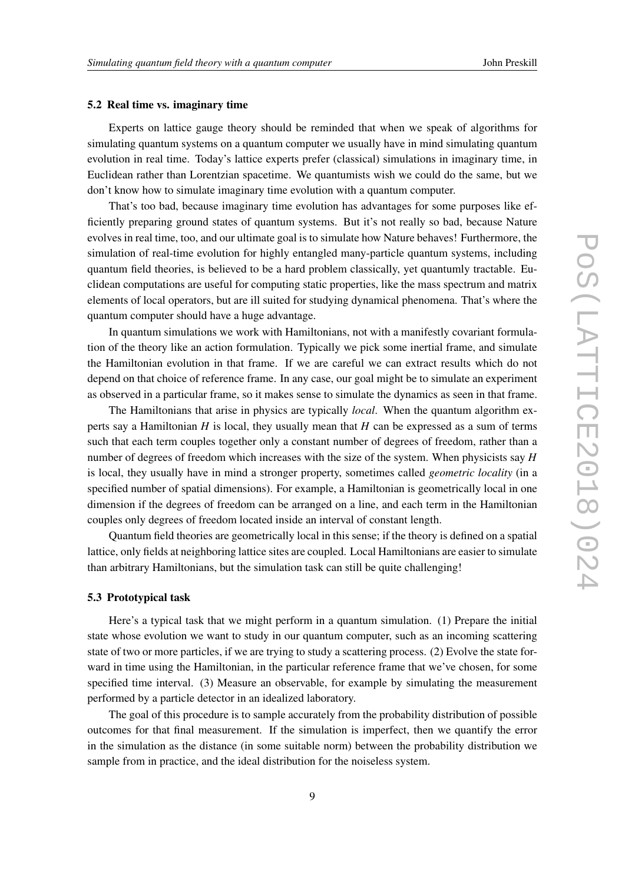### 5.2 Real time vs. imaginary time

Experts on lattice gauge theory should be reminded that when we speak of algorithms for simulating quantum systems on a quantum computer we usually have in mind simulating quantum evolution in real time. Today's lattice experts prefer (classical) simulations in imaginary time, in Euclidean rather than Lorentzian spacetime. We quantumists wish we could do the same, but we don't know how to simulate imaginary time evolution with a quantum computer.

That's too bad, because imaginary time evolution has advantages for some purposes like efficiently preparing ground states of quantum systems. But it's not really so bad, because Nature evolves in real time, too, and our ultimate goal is to simulate how Nature behaves! Furthermore, the simulation of real-time evolution for highly entangled many-particle quantum systems, including quantum field theories, is believed to be a hard problem classically, yet quantumly tractable. Euclidean computations are useful for computing static properties, like the mass spectrum and matrix elements of local operators, but are ill suited for studying dynamical phenomena. That's where the quantum computer should have a huge advantage.

In quantum simulations we work with Hamiltonians, not with a manifestly covariant formulation of the theory like an action formulation. Typically we pick some inertial frame, and simulate the Hamiltonian evolution in that frame. If we are careful we can extract results which do not depend on that choice of reference frame. In any case, our goal might be to simulate an experiment as observed in a particular frame, so it makes sense to simulate the dynamics as seen in that frame.

The Hamiltonians that arise in physics are typically *local*. When the quantum algorithm experts say a Hamiltonian $H$ is local, they usually mean that $H$ can be expressed as a sum of terms such that each term couples together only a constant number of degrees of freedom, rather than a number of degrees of freedom which increases with the size of the system. When physicists say $H$ is local, they usually have in mind a stronger property, sometimes called *geometric locality* (in a specified number of spatial dimensions). For example, a Hamiltonian is geometrically local in one dimension if the degrees of freedom can be arranged on a line, and each term in the Hamiltonian couples only degrees of freedom located inside an interval of constant length.

Quantum field theories are geometrically local in this sense; if the theory is defined on a spatial lattice, only fields at neighboring lattice sites are coupled. Local Hamiltonians are easier to simulate than arbitrary Hamiltonians, but the simulation task can still be quite challenging!

### 5.3 Prototypical task

Here's a typical task that we might perform in a quantum simulation. (1) Prepare the initial state whose evolution we want to study in our quantum computer, such as an incoming scattering state of two or more particles, if we are trying to study a scattering process. (2) Evolve the state forward in time using the Hamiltonian, in the particular reference frame that we've chosen, for some specified time interval. (3) Measure an observable, for example by simulating the measurement performed by a particle detector in an idealized laboratory.

The goal of this procedure is to sample accurately from the probability distribution of possible outcomes for that final measurement. If the simulation is imperfect, then we quantify the error in the simulation as the distance (in some suitable norm) between the probability distribution we sample from in practice, and the ideal distribution for the noiseless system.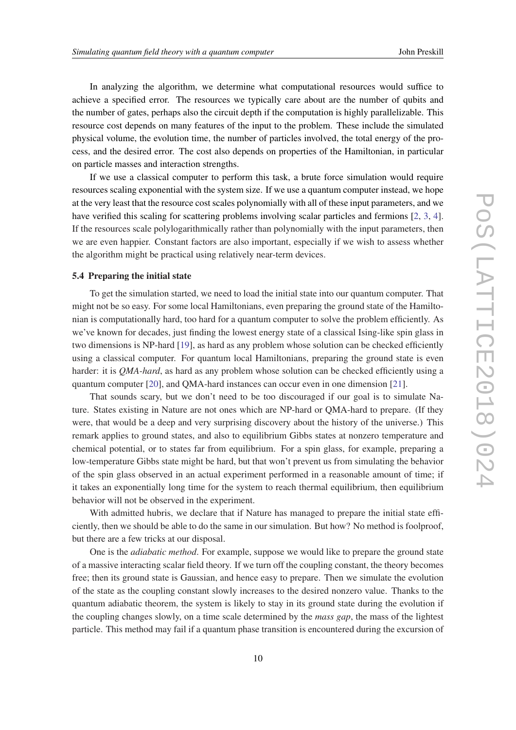In analyzing the algorithm, we determine what computational resources would suffice to achieve a specified error. The resources we typically care about are the number of qubits and the number of gates, perhaps also the circuit depth if the computation is highly parallelizable. This resource cost depends on many features of the input to the problem. These include the simulated physical volume, the evolution time, the number of particles involved, the total energy of the process, and the desired error. The cost also depends on properties of the Hamiltonian, in particular on particle masses and interaction strengths.

If we use a classical computer to perform this task, a brute force simulation would require resources scaling exponential with the system size. If we use a quantum computer instead, we hope at the very least that the resource cost scales polynomially with all of these input parameters, and we have verified this scaling for scattering problems involving scalar particles and fermions [2, 3, 4]. If the resources scale polylogarithmically rather than polynomially with the input parameters, then we are even happier. Constant factors are also important, especially if we wish to assess whether the algorithm might be practical using relatively near-term devices.

### 5.4 Preparing the initial state

To get the simulation started, we need to load the initial state into our quantum computer. That might not be so easy. For some local Hamiltonians, even preparing the ground state of the Hamiltonian is computationally hard, too hard for a quantum computer to solve the problem efficiently. As we've known for decades, just finding the lowest energy state of a classical Ising-like spin glass in two dimensions is NP-hard [19], as hard as any problem whose solution can be checked efficiently using a classical computer. For quantum local Hamiltonians, preparing the ground state is even harder: it is *QMA-hard*, as hard as any problem whose solution can be checked efficiently using a quantum computer [20], and QMA-hard instances can occur even in one dimension [21].

That sounds scary, but we don't need to be too discouraged if our goal is to simulate Nature. States existing in Nature are not ones which are NP-hard or QMA-hard to prepare. (If they were, that would be a deep and very surprising discovery about the history of the universe.) This remark applies to ground states, and also to equilibrium Gibbs states at nonzero temperature and chemical potential, or to states far from equilibrium. For a spin glass, for example, preparing a low-temperature Gibbs state might be hard, but that won't prevent us from simulating the behavior of the spin glass observed in an actual experiment performed in a reasonable amount of time; if it takes an exponentially long time for the system to reach thermal equilibrium, then equilibrium behavior will not be observed in the experiment.

With admitted hubris, we declare that if Nature has managed to prepare the initial state efficiently, then we should be able to do the same in our simulation. But how? No method is foolproof, but there are a few tricks at our disposal.

One is the *adiabatic method*. For example, suppose we would like to prepare the ground state of a massive interacting scalar field theory. If we turn off the coupling constant, the theory becomes free; then its ground state is Gaussian, and hence easy to prepare. Then we simulate the evolution of the state as the coupling constant slowly increases to the desired nonzero value. Thanks to the quantum adiabatic theorem, the system is likely to stay in its ground state during the evolution if the coupling changes slowly, on a time scale determined by the *mass gap*, the mass of the lightest particle. This method may fail if a quantum phase transition is encountered during the excursion of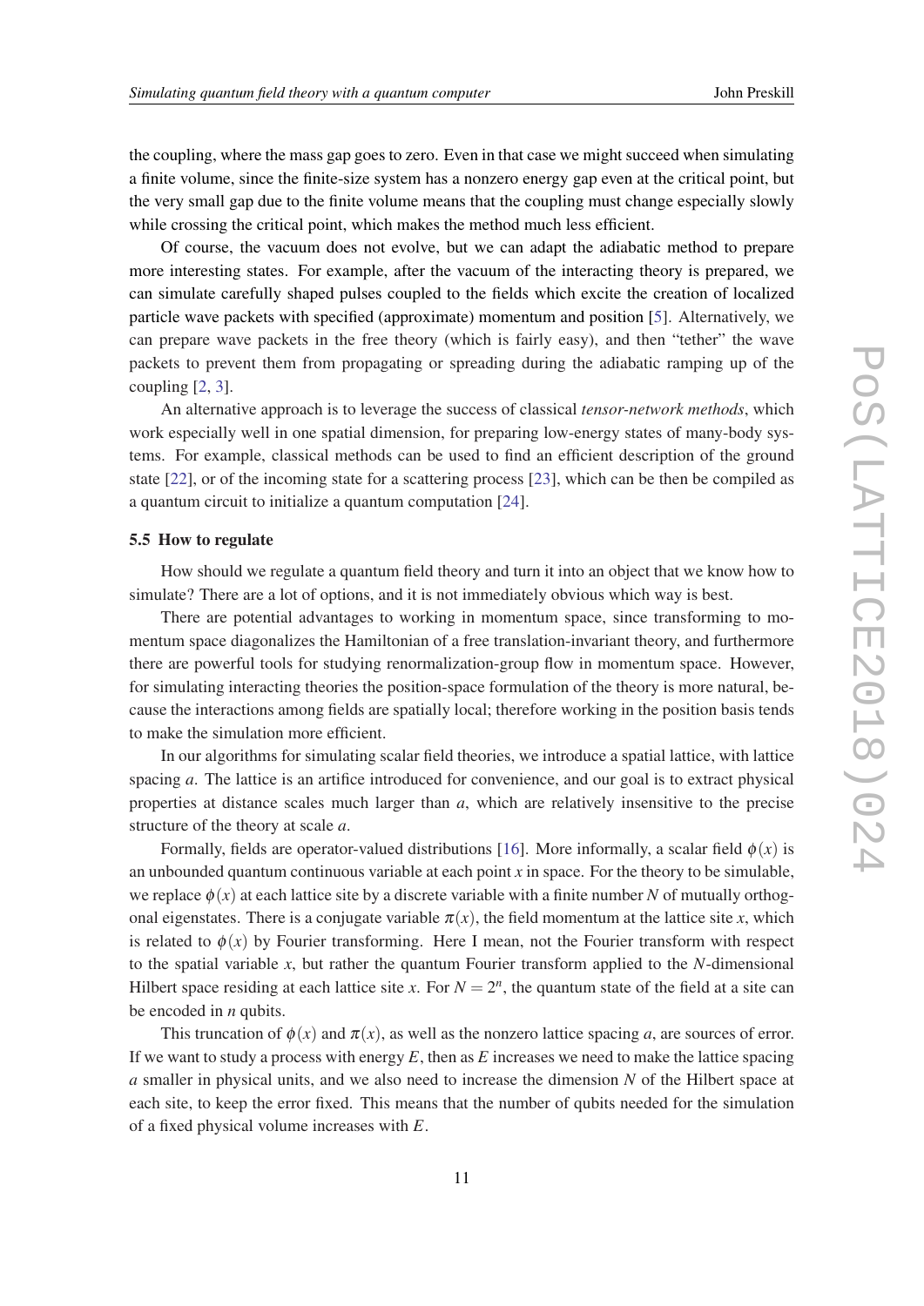the coupling, where the mass gap goes to zero. Even in that case we might succeed when simulating a finite volume, since the finite-size system has a nonzero energy gap even at the critical point, but the very small gap due to the finite volume means that the coupling must change especially slowly while crossing the critical point, which makes the method much less efficient.

Of course, the vacuum does not evolve, but we can adapt the adiabatic method to prepare more interesting states. For example, after the vacuum of the interacting theory is prepared, we can simulate carefully shaped pulses coupled to the fields which excite the creation of localized particle wave packets with specified (approximate) momentum and position [5]. Alternatively, we can prepare wave packets in the free theory (which is fairly easy), and then "tether" the wave packets to prevent them from propagating or spreading during the adiabatic ramping up of the coupling [2, 3].

An alternative approach is to leverage the success of classical *tensor-network methods*, which work especially well in one spatial dimension, for preparing low-energy states of many-body systems. For example, classical methods can be used to find an efficient description of the ground state [22], or of the incoming state for a scattering process [23], which can be then be compiled as a quantum circuit to initialize a quantum computation [24].

### 5.5 How to regulate

How should we regulate a quantum field theory and turn it into an object that we know how to simulate? There are a lot of options, and it is not immediately obvious which way is best.

There are potential advantages to working in momentum space, since transforming to momentum space diagonalizes the Hamiltonian of a free translation-invariant theory, and furthermore there are powerful tools for studying renormalization-group flow in momentum space. However, for simulating interacting theories the position-space formulation of the theory is more natural, because the interactions among fields are spatially local; therefore working in the position basis tends to make the simulation more efficient.

In our algorithms for simulating scalar field theories, we introduce a spatial lattice, with lattice spacing $a$. The lattice is an artifice introduced for convenience, and our goal is to extract physical properties at distance scales much larger than $a$, which are relatively insensitive to the precise structure of the theory at scale $a$.

Formally, fields are operator-valued distributions [16]. More informally, a scalar field $\phi(x)$ is an unbounded quantum continuous variable at each point $x$ in space. For the theory to be simulable, we replace $\phi(x)$ at each lattice site by a discrete variable with a finite number $N$ of mutually orthogonal eigenstates. There is a conjugate variable $\pi(x)$, the field momentum at the lattice site $x$, which is related to $\phi(x)$ by Fourier transforming. Here I mean, not the Fourier transform with respect to the spatial variable $x$, but rather the quantum Fourier transform applied to the $N$-dimensional Hilbert space residing at each lattice site $x$. For $N = 2^n$, the quantum state of the field at a site can be encoded in $n$ qubits.

This truncation of $\phi(x)$ and $\pi(x)$, as well as the nonzero lattice spacing $a$, are sources of error. If we want to study a process with energy $E$, then as $E$ increases we need to make the lattice spacing $a$ smaller in physical units, and we also need to increase the dimension $N$ of the Hilbert space at each site, to keep the error fixed. This means that the number of qubits needed for the simulation of a fixed physical volume increases with $E$.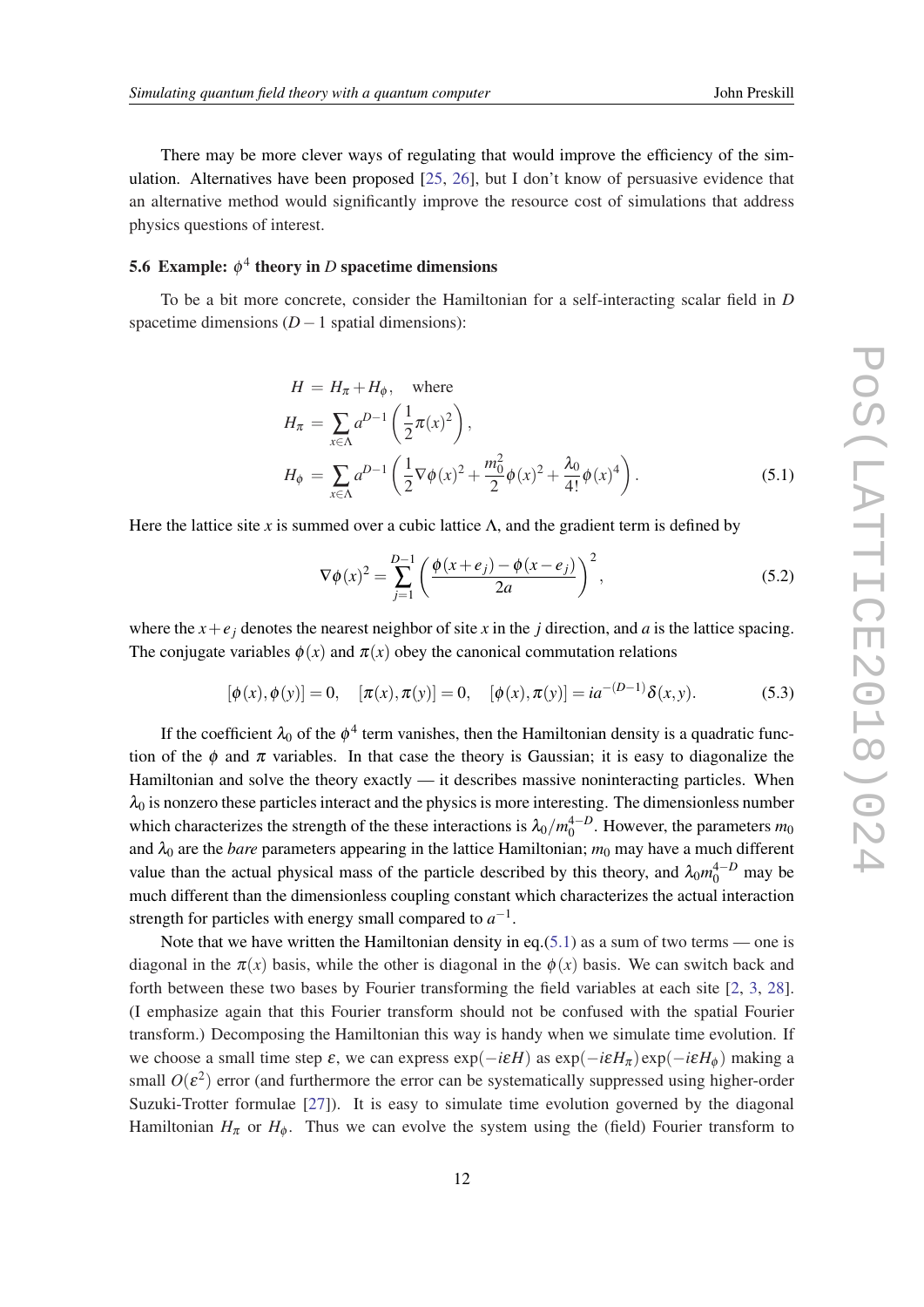There may be more clever ways of regulating that would improve the efficiency of the simulation. Alternatives have been proposed [25, 26], but I don't know of persuasive evidence that an alternative method would significantly improve the resource cost of simulations that address physics questions of interest.

### 5.6 Example: $\phi^4$ theory in $D$ spacetime dimensions

To be a bit more concrete, consider the Hamiltonian for a self-interacting scalar field in $D$ spacetime dimensions ($D-1$ spatial dimensions):

$$
\begin{aligned}
H &= H_\pi + H_\phi, \quad \text{where} \\
H_\pi &= \sum_{x\in\Lambda} a^{D-1}\left(\frac{1}{2}\pi(x)^2\right), \\
H_\phi &= \sum_{x\in\Lambda} a^{D-1}\left(\frac{1}{2}\nabla\phi(x)^2 + \frac{m_0^2}{2}\phi(x)^2 + \frac{\lambda_0}{4!}\phi(x)^4\right).
\end{aligned}
\tag{5.1}
$$

Here the lattice site $x$ is summed over a cubic lattice $\Lambda$, and the gradient term is defined by

$$
\nabla\phi(x)^2 = \sum_{j=1}^{D-1}\left(\frac{\phi(x+e_j)-\phi(x-e_j)}{2a}\right)^2,
\tag{5.2}
$$

where the $x+e_j$ denotes the nearest neighbor of site $x$ in the $j$ direction, and $a$ is the lattice spacing. The conjugate variables $\phi(x)$ and $\pi(x)$ obey the canonical commutation relations

$$
[\phi(x),\phi(y)] = 0, \quad [\pi(x),\pi(y)] = 0, \quad [\phi(x),\pi(y)] = ia^{-(D-1)}\delta(x,y).
\tag{5.3}
$$

If the coefficient $\lambda_0$ of the $\phi^4$ term vanishes, then the Hamiltonian density is a quadratic function of the $\phi$ and $\pi$ variables. In that case the theory is Gaussian; it is easy to diagonalize the Hamiltonian and solve the theory exactly — it describes massive noninteracting particles. When $\lambda_0$ is nonzero these particles interact and the physics is more interesting. The dimensionless number which characterizes the strength of the these interactions is $\lambda_0/m_0^{4-D}$. However, the parameters $m_0$ and $\lambda_0$ are the *bare* parameters appearing in the lattice Hamiltonian; $m_0$ may have a much different value than the actual physical mass of the particle described by this theory, and $\lambda_0 m_0^{4-D}$ may be much different than the dimensionless coupling constant which characterizes the actual interaction strength for particles with energy small compared to $a^{-1}$.

Note that we have written the Hamiltonian density in eq.(5.1) as a sum of two terms — one is diagonal in the $\pi(x)$ basis, while the other is diagonal in the $\phi(x)$ basis. We can switch back and forth between these two bases by Fourier transforming the field variables at each site [2, 3, 28]. (I emphasize again that this Fourier transform should not be confused with the spatial Fourier transform.) Decomposing the Hamiltonian this way is handy when we simulate time evolution. If we choose a small time step $\varepsilon$, we can express $\exp(-i\varepsilon H)$ as $\exp(-i\varepsilon H_\pi)\exp(-i\varepsilon H_\phi)$ making a small $O(\varepsilon^2)$ error (and furthermore the error can be systematically suppressed using higher-order Suzuki-Trotter formulae [27]). It is easy to simulate time evolution governed by the diagonal Hamiltonian $H_\pi$ or $H_\phi$. Thus we can evolve the system using the (field) Fourier transform to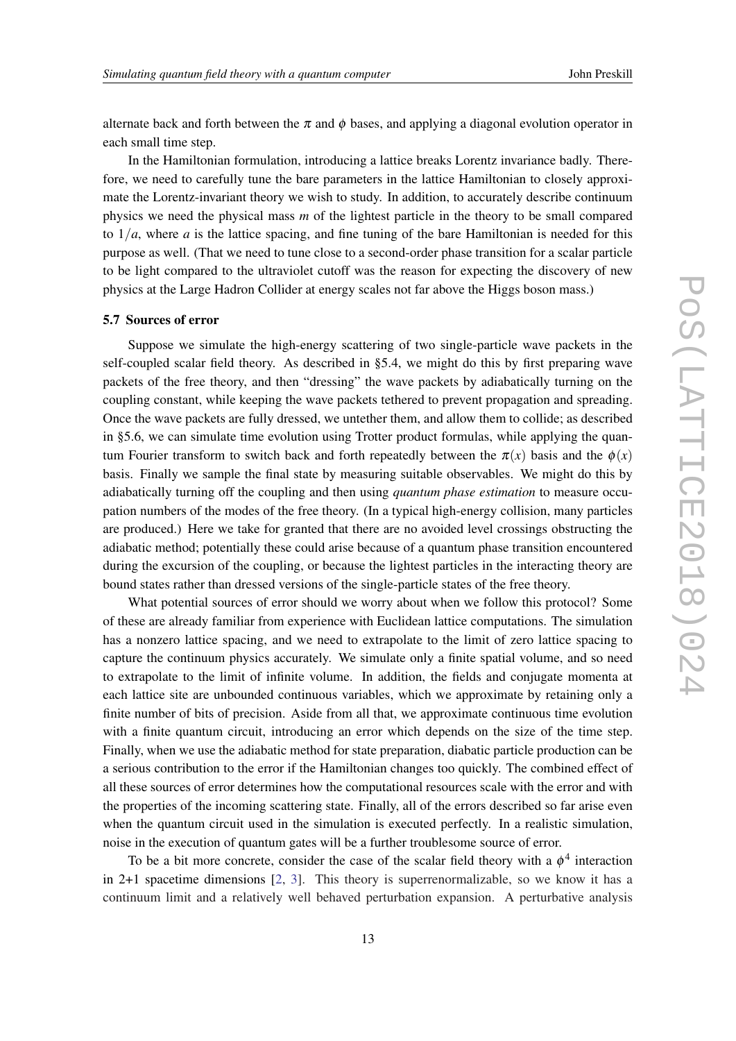alternate back and forth between the $\pi$ and $\phi$ bases, and applying a diagonal evolution operator in each small time step.

In the Hamiltonian formulation, introducing a lattice breaks Lorentz invariance badly. Therefore, we need to carefully tune the bare parameters in the lattice Hamiltonian to closely approximate the Lorentz-invariant theory we wish to study. In addition, to accurately describe continuum physics we need the physical mass $m$ of the lightest particle in the theory to be small compared to $1/a$, where $a$ is the lattice spacing, and fine tuning of the bare Hamiltonian is needed for this purpose as well. (That we need to tune close to a second-order phase transition for a scalar particle to be light compared to the ultraviolet cutoff was the reason for expecting the discovery of new physics at the Large Hadron Collider at energy scales not far above the Higgs boson mass.)

### 5.7 Sources of error

Suppose we simulate the high-energy scattering of two single-particle wave packets in the self-coupled scalar field theory. As described in §5.4, we might do this by first preparing wave packets of the free theory, and then "dressing" the wave packets by adiabatically turning on the coupling constant, while keeping the wave packets tethered to prevent propagation and spreading. Once the wave packets are fully dressed, we untether them, and allow them to collide; as described in §5.6, we can simulate time evolution using Trotter product formulas, while applying the quantum Fourier transform to switch back and forth repeatedly between the $\pi(x)$ basis and the $\phi(x)$ basis. Finally we sample the final state by measuring suitable observables. We might do this by adiabatically turning off the coupling and then using *quantum phase estimation* to measure occupation numbers of the modes of the free theory. (In a typical high-energy collision, many particles are produced.) Here we take for granted that there are no avoided level crossings obstructing the adiabatic method; potentially these could arise because of a quantum phase transition encountered during the excursion of the coupling, or because the lightest particles in the interacting theory are bound states rather than dressed versions of the single-particle states of the free theory.

What potential sources of error should we worry about when we follow this protocol? Some of these are already familiar from experience with Euclidean lattice computations. The simulation has a nonzero lattice spacing, and we need to extrapolate to the limit of zero lattice spacing to capture the continuum physics accurately. We simulate only a finite spatial volume, and so need to extrapolate to the limit of infinite volume. In addition, the fields and conjugate momenta at each lattice site are unbounded continuous variables, which we approximate by retaining only a finite number of bits of precision. Aside from all that, we approximate continuous time evolution with a finite quantum circuit, introducing an error which depends on the size of the time step. Finally, when we use the adiabatic method for state preparation, diabatic particle production can be a serious contribution to the error if the Hamiltonian changes too quickly. The combined effect of all these sources of error determines how the computational resources scale with the error and with the properties of the incoming scattering state. Finally, all of the errors described so far arise even when the quantum circuit used in the simulation is executed perfectly. In a realistic simulation, noise in the execution of quantum gates will be a further troublesome source of error.

To be a bit more concrete, consider the case of the scalar field theory with a $\phi^4$ interaction in 2+1 spacetime dimensions [2, 3]. This theory is superrenormalizable, so we know it has a continuum limit and a relatively well behaved perturbation expansion. A perturbative analysis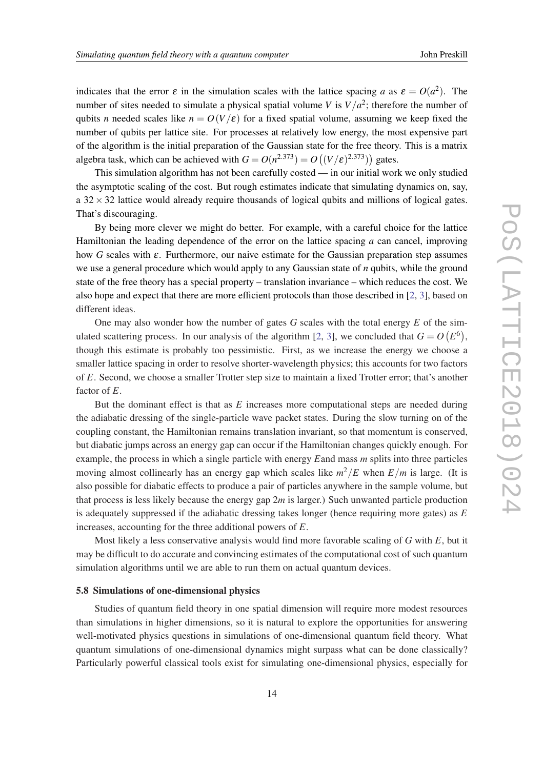indicates that the error $\varepsilon$ in the simulation scales with the lattice spacing $a$ as $\varepsilon = O(a^2)$. The number of sites needed to simulate a physical spatial volume $V$ is $V/a^2$; therefore the number of qubits $n$ needed scales like $n = O(V/\varepsilon)$ for a fixed spatial volume, assuming we keep fixed the number of qubits per lattice site. For processes at relatively low energy, the most expensive part of the algorithm is the initial preparation of the Gaussian state for the free theory. This is a matrix algebra task, which can be achieved with $G = O(n^{2.373}) = O\left((V/\varepsilon)^{2.373}\right)$ gates.

This simulation algorithm has not been carefully costed — in our initial work we only studied the asymptotic scaling of the cost. But rough estimates indicate that simulating dynamics on, say, a $32 \times 32$ lattice would already require thousands of logical qubits and millions of logical gates. That's discouraging.

By being more clever we might do better. For example, with a careful choice for the lattice Hamiltonian the leading dependence of the error on the lattice spacing $a$ can cancel, improving how $G$ scales with $\varepsilon$. Furthermore, our naive estimate for the Gaussian preparation step assumes we use a general procedure which would apply to any Gaussian state of $n$ qubits, while the ground state of the free theory has a special property – translation invariance – which reduces the cost. We also hope and expect that there are more efficient protocols than those described in [2, 3], based on different ideas.

One may also wonder how the number of gates $G$ scales with the total energy $E$ of the simulated scattering process. In our analysis of the algorithm [2, 3], we concluded that $G = O\left(E^6\right)$, though this estimate is probably too pessimistic. First, as we increase the energy we choose a smaller lattice spacing in order to resolve shorter-wavelength physics; this accounts for two factors of $E$. Second, we choose a smaller Trotter step size to maintain a fixed Trotter error; that's another factor of $E$.

But the dominant effect is that as $E$ increases more computational steps are needed during the adiabatic dressing of the single-particle wave packet states. During the slow turning on of the coupling constant, the Hamiltonian remains translation invariant, so that momentum is conserved, but diabatic jumps across an energy gap can occur if the Hamiltonian changes quickly enough. For example, the process in which a single particle with energy $E$and mass $m$ splits into three particles moving almost collinearly has an energy gap which scales like $m^2/E$ when $E/m$ is large. (It is also possible for diabatic effects to produce a pair of particles anywhere in the sample volume, but that process is less likely because the energy gap $2m$ is larger.) Such unwanted particle production is adequately suppressed if the adiabatic dressing takes longer (hence requiring more gates) as $E$ increases, accounting for the three additional powers of $E$.

Most likely a less conservative analysis would find more favorable scaling of $G$ with $E$, but it may be difficult to do accurate and convincing estimates of the computational cost of such quantum simulation algorithms until we are able to run them on actual quantum devices.

### 5.8 Simulations of one-dimensional physics

Studies of quantum field theory in one spatial dimension will require more modest resources than simulations in higher dimensions, so it is natural to explore the opportunities for answering well-motivated physics questions in simulations of one-dimensional quantum field theory. What quantum simulations of one-dimensional dynamics might surpass what can be done classically? Particularly powerful classical tools exist for simulating one-dimensional physics, especially for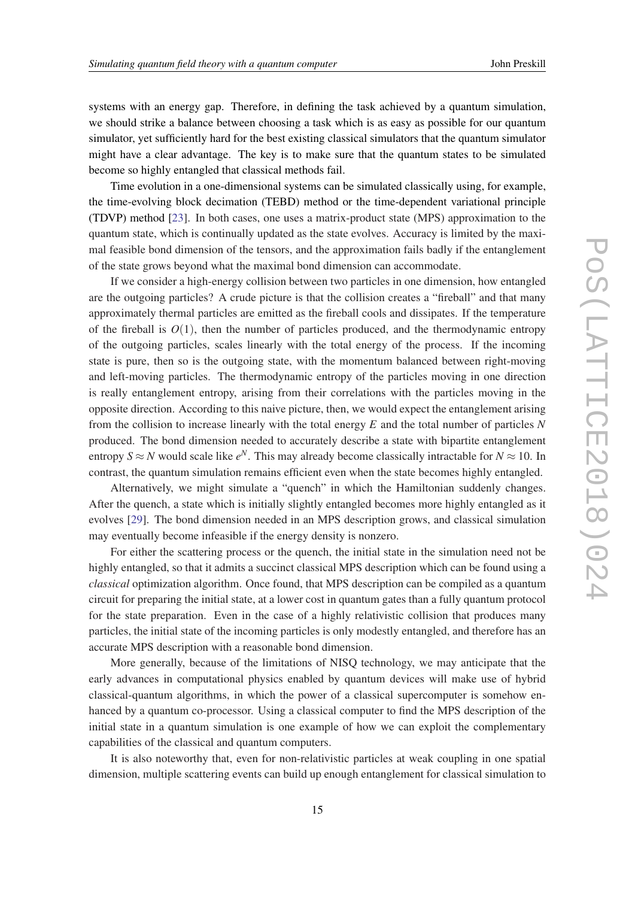systems with an energy gap. Therefore, in defining the task achieved by a quantum simulation, we should strike a balance between choosing a task which is as easy as possible for our quantum simulator, yet sufficiently hard for the best existing classical simulators that the quantum simulator might have a clear advantage. The key is to make sure that the quantum states to be simulated become so highly entangled that classical methods fail.

Time evolution in a one-dimensional systems can be simulated classically using, for example, the time-evolving block decimation (TEBD) method or the time-dependent variational principle (TDVP) method [23]. In both cases, one uses a matrix-product state (MPS) approximation to the quantum state, which is continually updated as the state evolves. Accuracy is limited by the maximal feasible bond dimension of the tensors, and the approximation fails badly if the entanglement of the state grows beyond what the maximal bond dimension can accommodate.

If we consider a high-energy collision between two particles in one dimension, how entangled are the outgoing particles? A crude picture is that the collision creates a "fireball" and that many approximately thermal particles are emitted as the fireball cools and dissipates. If the temperature of the fireball is $O(1)$, then the number of particles produced, and the thermodynamic entropy of the outgoing particles, scales linearly with the total energy of the process. If the incoming state is pure, then so is the outgoing state, with the momentum balanced between right-moving and left-moving particles. The thermodynamic entropy of the particles moving in one direction is really entanglement entropy, arising from their correlations with the particles moving in the opposite direction. According to this naive picture, then, we would expect the entanglement arising from the collision to increase linearly with the total energy $E$ and the total number of particles $N$ produced. The bond dimension needed to accurately describe a state with bipartite entanglement entropy $S \approx N$ would scale like $e^N$. This may already become classically intractable for $N \approx 10$. In contrast, the quantum simulation remains efficient even when the state becomes highly entangled.

Alternatively, we might simulate a "quench" in which the Hamiltonian suddenly changes. After the quench, a state which is initially slightly entangled becomes more highly entangled as it evolves [29]. The bond dimension needed in an MPS description grows, and classical simulation may eventually become infeasible if the energy density is nonzero.

For either the scattering process or the quench, the initial state in the simulation need not be highly entangled, so that it admits a succinct classical MPS description which can be found using a *classical* optimization algorithm. Once found, that MPS description can be compiled as a quantum circuit for preparing the initial state, at a lower cost in quantum gates than a fully quantum protocol for the state preparation. Even in the case of a highly relativistic collision that produces many particles, the initial state of the incoming particles is only modestly entangled, and therefore has an accurate MPS description with a reasonable bond dimension.

More generally, because of the limitations of NISQ technology, we may anticipate that the early advances in computational physics enabled by quantum devices will make use of hybrid classical-quantum algorithms, in which the power of a classical supercomputer is somehow enhanced by a quantum co-processor. Using a classical computer to find the MPS description of the initial state in a quantum simulation is one example of how we can exploit the complementary capabilities of the classical and quantum computers.

It is also noteworthy that, even for non-relativistic particles at weak coupling in one spatial dimension, multiple scattering events can build up enough entanglement for classical simulation to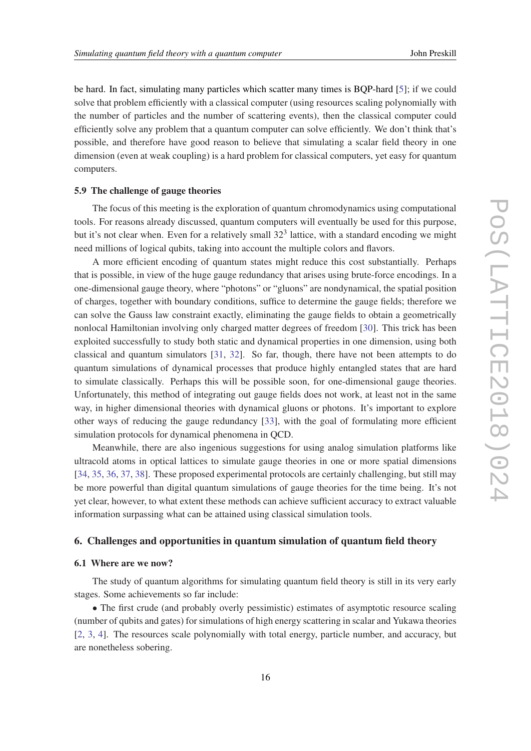be hard. In fact, simulating many particles which scatter many times is BQP-hard [5]; if we could solve that problem efficiently with a classical computer (using resources scaling polynomially with the number of particles and the number of scattering events), then the classical computer could efficiently solve any problem that a quantum computer can solve efficiently. We don't think that's possible, and therefore have good reason to believe that simulating a scalar field theory in one dimension (even at weak coupling) is a hard problem for classical computers, yet easy for quantum computers.

### 5.9 The challenge of gauge theories

The focus of this meeting is the exploration of quantum chromodynamics using computational tools. For reasons already discussed, quantum computers will eventually be used for this purpose, but it's not clear when. Even for a relatively small $32^3$ lattice, with a standard encoding we might need millions of logical qubits, taking into account the multiple colors and flavors.

A more efficient encoding of quantum states might reduce this cost substantially. Perhaps that is possible, in view of the huge gauge redundancy that arises using brute-force encodings. In a one-dimensional gauge theory, where "photons" or "gluons" are nondynamical, the spatial position of charges, together with boundary conditions, suffice to determine the gauge fields; therefore we can solve the Gauss law constraint exactly, eliminating the gauge fields to obtain a geometrically nonlocal Hamiltonian involving only charged matter degrees of freedom [30]. This trick has been exploited successfully to study both static and dynamical properties in one dimension, using both classical and quantum simulators [31, 32]. So far, though, there have not been attempts to do quantum simulations of dynamical processes that produce highly entangled states that are hard to simulate classically. Perhaps this will be possible soon, for one-dimensional gauge theories. Unfortunately, this method of integrating out gauge fields does not work, at least not in the same way, in higher dimensional theories with dynamical gluons or photons. It's important to explore other ways of reducing the gauge redundancy [33], with the goal of formulating more efficient simulation protocols for dynamical phenomena in QCD.

Meanwhile, there are also ingenious suggestions for using analog simulation platforms like ultracold atoms in optical lattices to simulate gauge theories in one or more spatial dimensions [34, 35, 36, 37, 38]. These proposed experimental protocols are certainly challenging, but still may be more powerful than digital quantum simulations of gauge theories for the time being. It's not yet clear, however, to what extent these methods can achieve sufficient accuracy to extract valuable information surpassing what can be attained using classical simulation tools.

## 6. Challenges and opportunities in quantum simulation of quantum field theory

### 6.1 Where are we now?

The study of quantum algorithms for simulating quantum field theory is still in its very early stages. Some achievements so far include:

• The first crude (and probably overly pessimistic) estimates of asymptotic resource scaling (number of qubits and gates) for simulations of high energy scattering in scalar and Yukawa theories [2, 3, 4]. The resources scale polynomially with total energy, particle number, and accuracy, but are nonetheless sobering.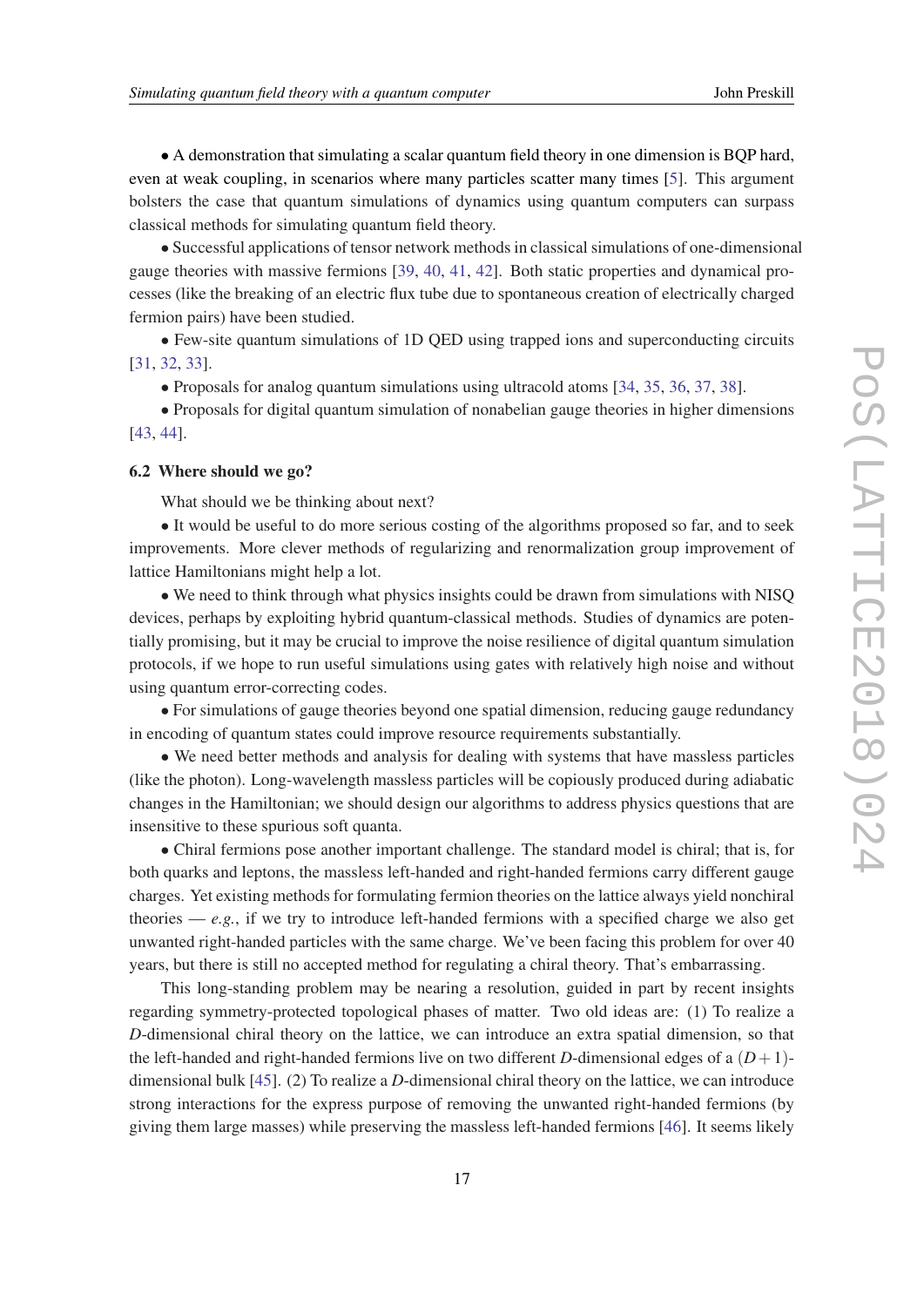• A demonstration that simulating a scalar quantum field theory in one dimension is BQP hard, even at weak coupling, in scenarios where many particles scatter many times [5]. This argument bolsters the case that quantum simulations of dynamics using quantum computers can surpass classical methods for simulating quantum field theory.

• Successful applications of tensor network methods in classical simulations of one-dimensional gauge theories with massive fermions [39, 40, 41, 42]. Both static properties and dynamical processes (like the breaking of an electric flux tube due to spontaneous creation of electrically charged fermion pairs) have been studied.

• Few-site quantum simulations of 1D QED using trapped ions and superconducting circuits [31, 32, 33].

• Proposals for analog quantum simulations using ultracold atoms [34, 35, 36, 37, 38].

• Proposals for digital quantum simulation of nonabelian gauge theories in higher dimensions [43, 44].

### 6.2 Where should we go?

What should we be thinking about next?

• It would be useful to do more serious costing of the algorithms proposed so far, and to seek improvements. More clever methods of regularizing and renormalization group improvement of lattice Hamiltonians might help a lot.

• We need to think through what physics insights could be drawn from simulations with NISQ devices, perhaps by exploiting hybrid quantum-classical methods. Studies of dynamics are potentially promising, but it may be crucial to improve the noise resilience of digital quantum simulation protocols, if we hope to run useful simulations using gates with relatively high noise and without using quantum error-correcting codes.

• For simulations of gauge theories beyond one spatial dimension, reducing gauge redundancy in encoding of quantum states could improve resource requirements substantially.

• We need better methods and analysis for dealing with systems that have massless particles (like the photon). Long-wavelength massless particles will be copiously produced during adiabatic changes in the Hamiltonian; we should design our algorithms to address physics questions that are insensitive to these spurious soft quanta.

• Chiral fermions pose another important challenge. The standard model is chiral; that is, for both quarks and leptons, the massless left-handed and right-handed fermions carry different gauge charges. Yet existing methods for formulating fermion theories on the lattice always yield nonchiral theories — *e.g.*, if we try to introduce left-handed fermions with a specified charge we also get unwanted right-handed particles with the same charge. We've been facing this problem for over 40 years, but there is still no accepted method for regulating a chiral theory. That's embarrassing.

This long-standing problem may be nearing a resolution, guided in part by recent insights regarding symmetry-protected topological phases of matter. Two old ideas are: (1) To realize a $D$-dimensional chiral theory on the lattice, we can introduce an extra spatial dimension, so that the left-handed and right-handed fermions live on two different $D$-dimensional edges of a $(D+1)$-dimensional bulk [45]. (2) To realize a $D$-dimensional chiral theory on the lattice, we can introduce strong interactions for the express purpose of removing the unwanted right-handed fermions (by giving them large masses) while preserving the massless left-handed fermions [46]. It seems likely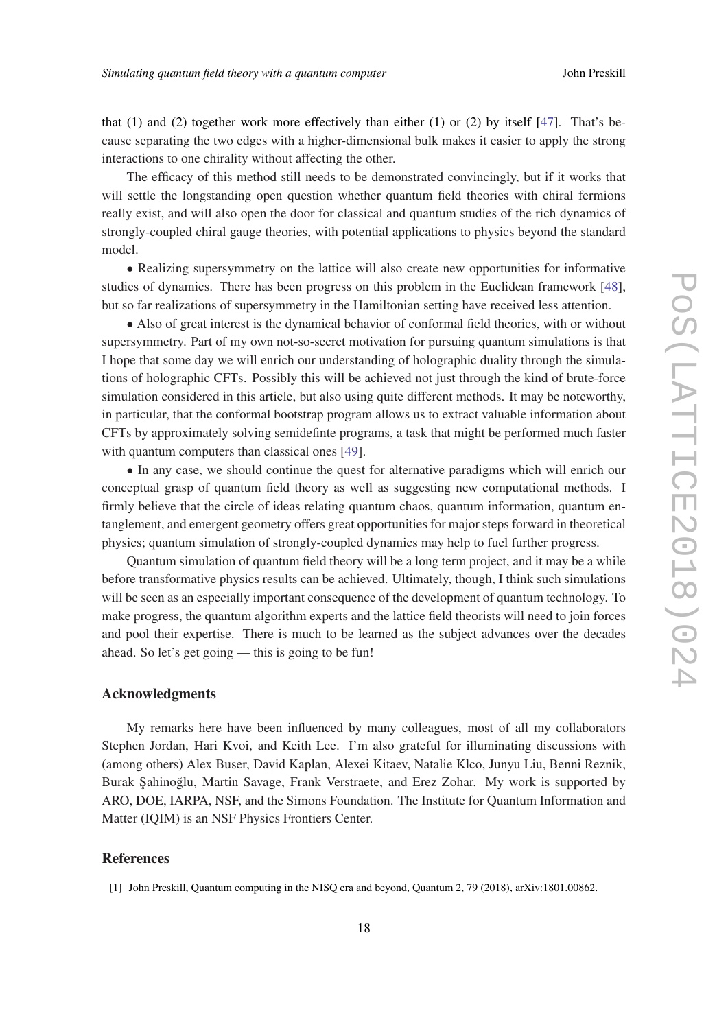that (1) and (2) together work more effectively than either (1) or (2) by itself [47]. That's because separating the two edges with a higher-dimensional bulk makes it easier to apply the strong interactions to one chirality without affecting the other.

The efficacy of this method still needs to be demonstrated convincingly, but if it works that will settle the longstanding open question whether quantum field theories with chiral fermions really exist, and will also open the door for classical and quantum studies of the rich dynamics of strongly-coupled chiral gauge theories, with potential applications to physics beyond the standard model.

• Realizing supersymmetry on the lattice will also create new opportunities for informative studies of dynamics. There has been progress on this problem in the Euclidean framework [48], but so far realizations of supersymmetry in the Hamiltonian setting have received less attention.

• Also of great interest is the dynamical behavior of conformal field theories, with or without supersymmetry. Part of my own not-so-secret motivation for pursuing quantum simulations is that I hope that some day we will enrich our understanding of holographic duality through the simulations of holographic CFTs. Possibly this will be achieved not just through the kind of brute-force simulation considered in this article, but also using quite different methods. It may be noteworthy, in particular, that the conformal bootstrap program allows us to extract valuable information about CFTs by approximately solving semidefinte programs, a task that might be performed much faster with quantum computers than classical ones [49].

• In any case, we should continue the quest for alternative paradigms which will enrich our conceptual grasp of quantum field theory as well as suggesting new computational methods. I firmly believe that the circle of ideas relating quantum chaos, quantum information, quantum entanglement, and emergent geometry offers great opportunities for major steps forward in theoretical physics; quantum simulation of strongly-coupled dynamics may help to fuel further progress.

Quantum simulation of quantum field theory will be a long term project, and it may be a while before transformative physics results can be achieved. Ultimately, though, I think such simulations will be seen as an especially important consequence of the development of quantum technology. To make progress, the quantum algorithm experts and the lattice field theorists will need to join forces and pool their expertise. There is much to be learned as the subject advances over the decades ahead. So let's get going — this is going to be fun!

## Acknowledgments

My remarks here have been influenced by many colleagues, most of all my collaborators Stephen Jordan, Hari Kvoi, and Keith Lee. I'm also grateful for illuminating discussions with (among others) Alex Buser, David Kaplan, Alexei Kitaev, Natalie Klco, Junyu Liu, Benni Reznik, Burak Şahinoğlu, Martin Savage, Frank Verstraete, and Erez Zohar. My work is supported by ARO, DOE, IARPA, NSF, and the Simons Foundation. The Institute for Quantum Information and Matter (IQIM) is an NSF Physics Frontiers Center.

## References

[1] John Preskill, Quantum computing in the NISQ era and beyond, Quantum 2, 79 (2018), arXiv:1801.00862.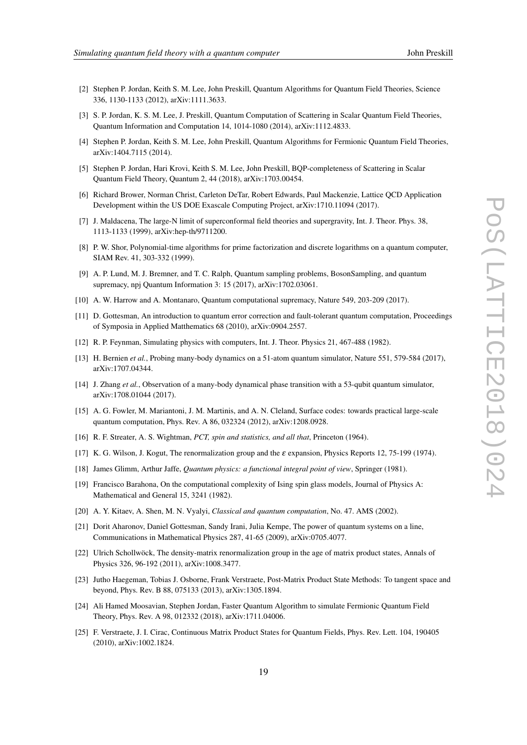[2] Stephen P. Jordan, Keith S. M. Lee, John Preskill, Quantum Algorithms for Quantum Field Theories, Science 336, 1130-1133 (2012), arXiv:1111.3633.

[3] S. P. Jordan, K. S. M. Lee, J. Preskill, Quantum Computation of Scattering in Scalar Quantum Field Theories, Quantum Information and Computation 14, 1014-1080 (2014), arXiv:1112.4833.

[4] Stephen P. Jordan, Keith S. M. Lee, John Preskill, Quantum Algorithms for Fermionic Quantum Field Theories, arXiv:1404.7115 (2014).

[5] Stephen P. Jordan, Hari Krovi, Keith S. M. Lee, John Preskill, BQP-completeness of Scattering in Scalar Quantum Field Theory, Quantum 2, 44 (2018), arXiv:1703.00454.

[6] Richard Brower, Norman Christ, Carleton DeTar, Robert Edwards, Paul Mackenzie, Lattice QCD Application Development within the US DOE Exascale Computing Project, arXiv:1710.11094 (2017).

[7] J. Maldacena, The large-N limit of superconformal field theories and supergravity, Int. J. Theor. Phys. 38, 1113-1133 (1999), arXiv:hep-th/9711200.

[8] P. W. Shor, Polynomial-time algorithms for prime factorization and discrete logarithms on a quantum computer, SIAM Rev. 41, 303-332 (1999).

[9] A. P. Lund, M. J. Bremner, and T. C. Ralph, Quantum sampling problems, BosonSampling, and quantum supremacy, npj Quantum Information 3: 15 (2017), arXiv:1702.03061.

[10] A. W. Harrow and A. Montanaro, Quantum computational supremacy, Nature 549, 203-209 (2017).

[11] D. Gottesman, An introduction to quantum error correction and fault-tolerant quantum computation, Proceedings of Symposia in Applied Matthematics 68 (2010), arXiv:0904.2557.

[12] R. P. Feynman, Simulating physics with computers, Int. J. Theor. Physics 21, 467-488 (1982).

[13] H. Bernien *et al.*, Probing many-body dynamics on a 51-atom quantum simulator, Nature 551, 579-584 (2017), arXiv:1707.04344.

[14] J. Zhang *et al.*, Observation of a many-body dynamical phase transition with a 53-qubit quantum simulator, arXiv:1708.01044 (2017).

[15] A. G. Fowler, M. Mariantoni, J. M. Martinis, and A. N. Cleland, Surface codes: towards practical large-scale quantum computation, Phys. Rev. A 86, 032324 (2012), arXiv:1208.0928.

[16] R. F. Streater, A. S. Wightman, *PCT, spin and statistics, and all that*, Princeton (1964).

[17] K. G. Wilson, J. Kogut, The renormalization group and the $\varepsilon$ expansion, Physics Reports 12, 75-199 (1974).

[18] James Glimm, Arthur Jaffe, *Quantum physics: a functional integral point of view*, Springer (1981).

[19] Francisco Barahona, On the computational complexity of Ising spin glass models, Journal of Physics A: Mathematical and General 15, 3241 (1982).

[20] A. Y. Kitaev, A. Shen, M. N. Vyalyi, *Classical and quantum computation*, No. 47. AMS (2002).

[21] Dorit Aharonov, Daniel Gottesman, Sandy Irani, Julia Kempe, The power of quantum systems on a line, Communications in Mathematical Physics 287, 41-65 (2009), arXiv:0705.4077.

[22] Ulrich Schollwöck, The density-matrix renormalization group in the age of matrix product states, Annals of Physics 326, 96-192 (2011), arXiv:1008.3477.

[23] Jutho Haegeman, Tobias J. Osborne, Frank Verstraete, Post-Matrix Product State Methods: To tangent space and beyond, Phys. Rev. B 88, 075133 (2013), arXiv:1305.1894.

[24] Ali Hamed Moosavian, Stephen Jordan, Faster Quantum Algorithm to simulate Fermionic Quantum Field Theory, Phys. Rev. A 98, 012332 (2018), arXiv:1711.04006.

[25] F. Verstraete, J. I. Cirac, Continuous Matrix Product States for Quantum Fields, Phys. Rev. Lett. 104, 190405 (2010), arXiv:1002.1824.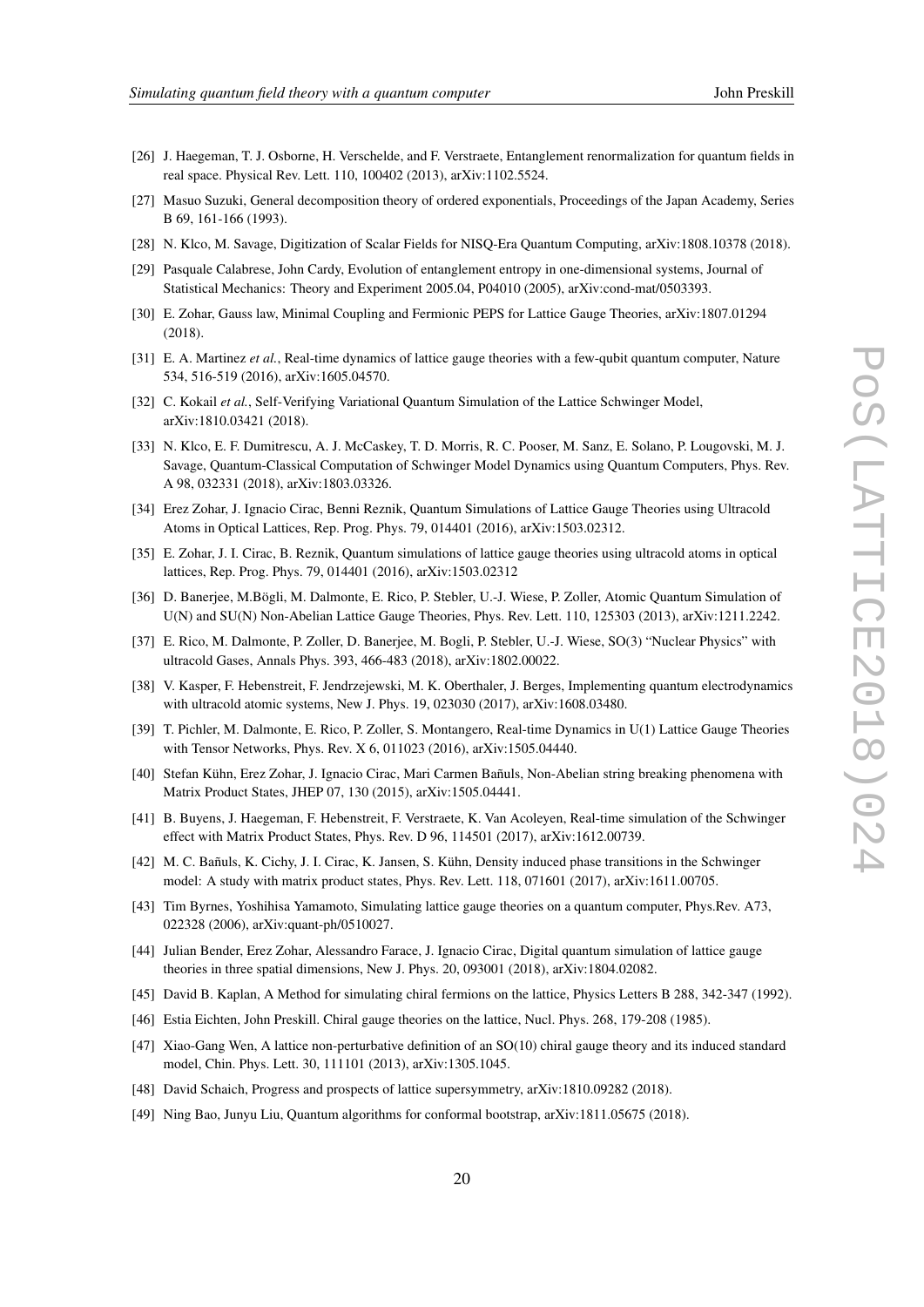[26] J. Haegeman, T. J. Osborne, H. Verschelde, and F. Verstraete, Entanglement renormalization for quantum fields in real space. Physical Rev. Lett. 110, 100402 (2013), arXiv:1102.5524.

[27] Masuo Suzuki, General decomposition theory of ordered exponentials, Proceedings of the Japan Academy, Series B 69, 161-166 (1993).

[28] N. Klco, M. Savage, Digitization of Scalar Fields for NISQ-Era Quantum Computing, arXiv:1808.10378 (2018).

[29] Pasquale Calabrese, John Cardy, Evolution of entanglement entropy in one-dimensional systems, Journal of Statistical Mechanics: Theory and Experiment 2005.04, P04010 (2005), arXiv:cond-mat/0503393.

[30] E. Zohar, Gauss law, Minimal Coupling and Fermionic PEPS for Lattice Gauge Theories, arXiv:1807.01294 (2018).

[31] E. A. Martinez *et al.*, Real-time dynamics of lattice gauge theories with a few-qubit quantum computer, Nature 534, 516-519 (2016), arXiv:1605.04570.

[32] C. Kokail *et al.*, Self-Verifying Variational Quantum Simulation of the Lattice Schwinger Model, arXiv:1810.03421 (2018).

[33] N. Klco, E. F. Dumitrescu, A. J. McCaskey, T. D. Morris, R. C. Pooser, M. Sanz, E. Solano, P. Lougovski, M. J. Savage, Quantum-Classical Computation of Schwinger Model Dynamics using Quantum Computers, Phys. Rev. A 98, 032331 (2018), arXiv:1803.03326.

[34] Erez Zohar, J. Ignacio Cirac, Benni Reznik, Quantum Simulations of Lattice Gauge Theories using Ultracold Atoms in Optical Lattices, Rep. Prog. Phys. 79, 014401 (2016), arXiv:1503.02312.

[35] E. Zohar, J. I. Cirac, B. Reznik, Quantum simulations of lattice gauge theories using ultracold atoms in optical lattices, Rep. Prog. Phys. 79, 014401 (2016), arXiv:1503.02312

[36] D. Banerjee, M.Bögli, M. Dalmonte, E. Rico, P. Stebler, U.-J. Wiese, P. Zoller, Atomic Quantum Simulation of U(N) and SU(N) Non-Abelian Lattice Gauge Theories, Phys. Rev. Lett. 110, 125303 (2013), arXiv:1211.2242.

[37] E. Rico, M. Dalmonte, P. Zoller, D. Banerjee, M. Bogli, P. Stebler, U.-J. Wiese, SO(3) "Nuclear Physics" with ultracold Gases, Annals Phys. 393, 466-483 (2018), arXiv:1802.00022.

[38] V. Kasper, F. Hebenstreit, F. Jendrzejewski, M. K. Oberthaler, J. Berges, Implementing quantum electrodynamics with ultracold atomic systems, New J. Phys. 19, 023030 (2017), arXiv:1608.03480.

[39] T. Pichler, M. Dalmonte, E. Rico, P. Zoller, S. Montangero, Real-time Dynamics in U(1) Lattice Gauge Theories with Tensor Networks, Phys. Rev. X 6, 011023 (2016), arXiv:1505.04440.

[40] Stefan Kühn, Erez Zohar, J. Ignacio Cirac, Mari Carmen Bañuls, Non-Abelian string breaking phenomena with Matrix Product States, JHEP 07, 130 (2015), arXiv:1505.04441.

[41] B. Buyens, J. Haegeman, F. Hebenstreit, F. Verstraete, K. Van Acoleyen, Real-time simulation of the Schwinger effect with Matrix Product States, Phys. Rev. D 96, 114501 (2017), arXiv:1612.00739.

[42] M. C. Bañuls, K. Cichy, J. I. Cirac, K. Jansen, S. Kühn, Density induced phase transitions in the Schwinger model: A study with matrix product states, Phys. Rev. Lett. 118, 071601 (2017), arXiv:1611.00705.

[43] Tim Byrnes, Yoshihisa Yamamoto, Simulating lattice gauge theories on a quantum computer, Phys.Rev. A73, 022328 (2006), arXiv:quant-ph/0510027.

[44] Julian Bender, Erez Zohar, Alessandro Farace, J. Ignacio Cirac, Digital quantum simulation of lattice gauge theories in three spatial dimensions, New J. Phys. 20, 093001 (2018), arXiv:1804.02082.

[45] David B. Kaplan, A Method for simulating chiral fermions on the lattice, Physics Letters B 288, 342-347 (1992).

[46] Estia Eichten, John Preskill. Chiral gauge theories on the lattice, Nucl. Phys. 268, 179-208 (1985).

[47] Xiao-Gang Wen, A lattice non-perturbative definition of an SO(10) chiral gauge theory and its induced standard model, Chin. Phys. Lett. 30, 111101 (2013), arXiv:1305.1045.

[48] David Schaich, Progress and prospects of lattice supersymmetry, arXiv:1810.09282 (2018).

[49] Ning Bao, Junyu Liu, Quantum algorithms for conformal bootstrap, arXiv:1811.05675 (2018).